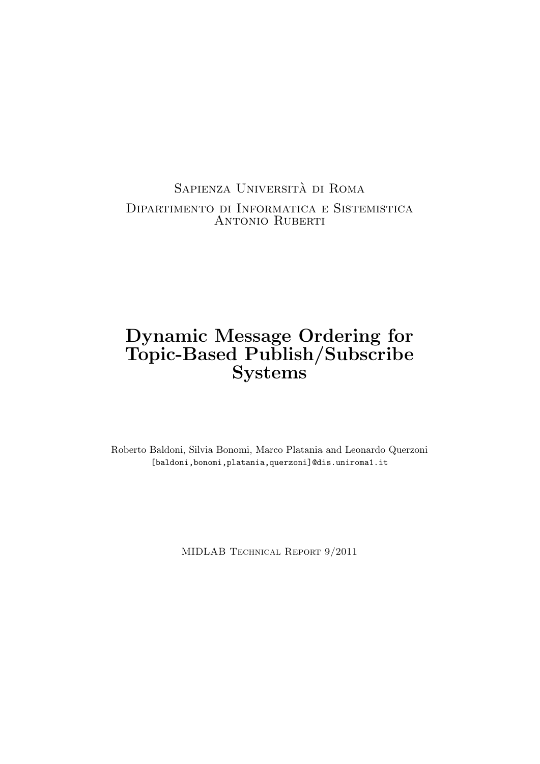Sapienza Università di Roma

Dipartimento di Informatica e Sistemistica
Antonio Ruberti

# Dynamic Message Ordering for Topic-Based Publish/Subscribe Systems

Roberto Baldoni, Silvia Bonomi, Marco Platania and Leonardo Querzoni

[baldoni,bonomi,platania,querzoni]@dis.uniroma1.it

MIDLAB Technical Report 9/2011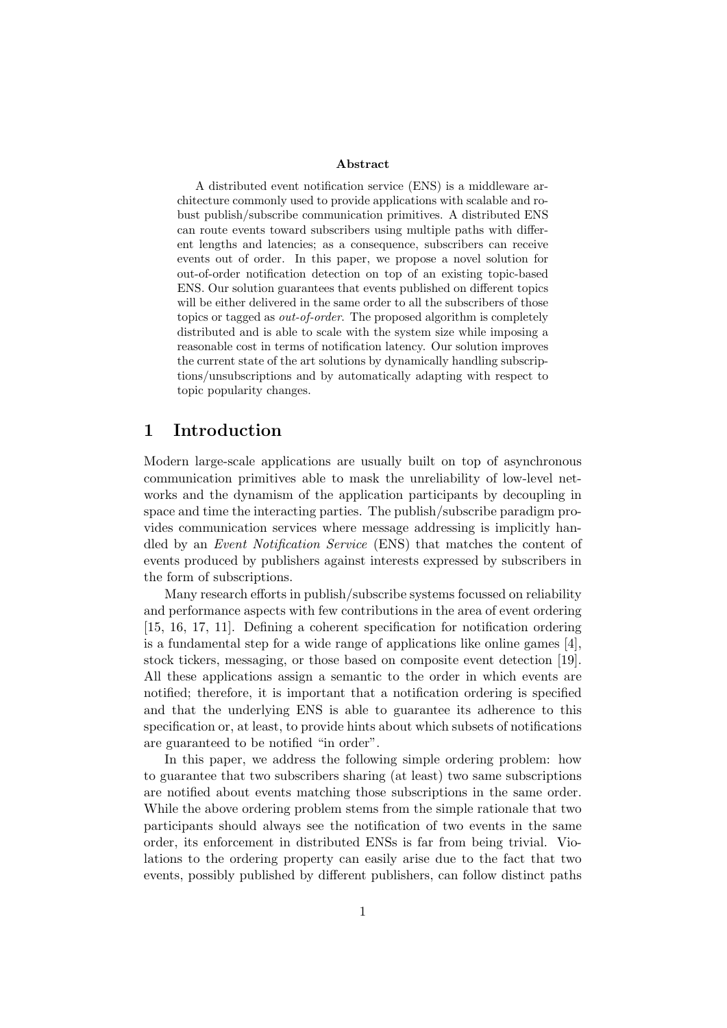**Abstract**

A distributed event notification service (ENS) is a middleware architecture commonly used to provide applications with scalable and robust publish/subscribe communication primitives. A distributed ENS can route events toward subscribers using multiple paths with different lengths and latencies; as a consequence, subscribers can receive events out of order. In this paper, we propose a novel solution for out-of-order notification detection on top of an existing topic-based ENS. Our solution guarantees that events published on different topics will be either delivered in the same order to all the subscribers of those topics or tagged as *out-of-order*. The proposed algorithm is completely distributed and is able to scale with the system size while imposing a reasonable cost in terms of notification latency. Our solution improves the current state of the art solutions by dynamically handling subscriptions/unsubscriptions and by automatically adapting with respect to topic popularity changes.

# 1 Introduction

Modern large-scale applications are usually built on top of asynchronous communication primitives able to mask the unreliability of low-level networks and the dynamism of the application participants by decoupling in space and time the interacting parties. The publish/subscribe paradigm provides communication services where message addressing is implicitly handled by an *Event Notification Service* (ENS) that matches the content of events produced by publishers against interests expressed by subscribers in the form of subscriptions.

Many research efforts in publish/subscribe systems focussed on reliability and performance aspects with few contributions in the area of event ordering [15, 16, 17, 11]. Defining a coherent specification for notification ordering is a fundamental step for a wide range of applications like online games [4], stock tickers, messaging, or those based on composite event detection [19]. All these applications assign a semantic to the order in which events are notified; therefore, it is important that a notification ordering is specified and that the underlying ENS is able to guarantee its adherence to this specification or, at least, to provide hints about which subsets of notifications are guaranteed to be notified "in order".

In this paper, we address the following simple ordering problem: how to guarantee that two subscribers sharing (at least) two same subscriptions are notified about events matching those subscriptions in the same order. While the above ordering problem stems from the simple rationale that two participants should always see the notification of two events in the same order, its enforcement in distributed ENSs is far from being trivial. Violations to the ordering property can easily arise due to the fact that two events, possibly published by different publishers, can follow distinct paths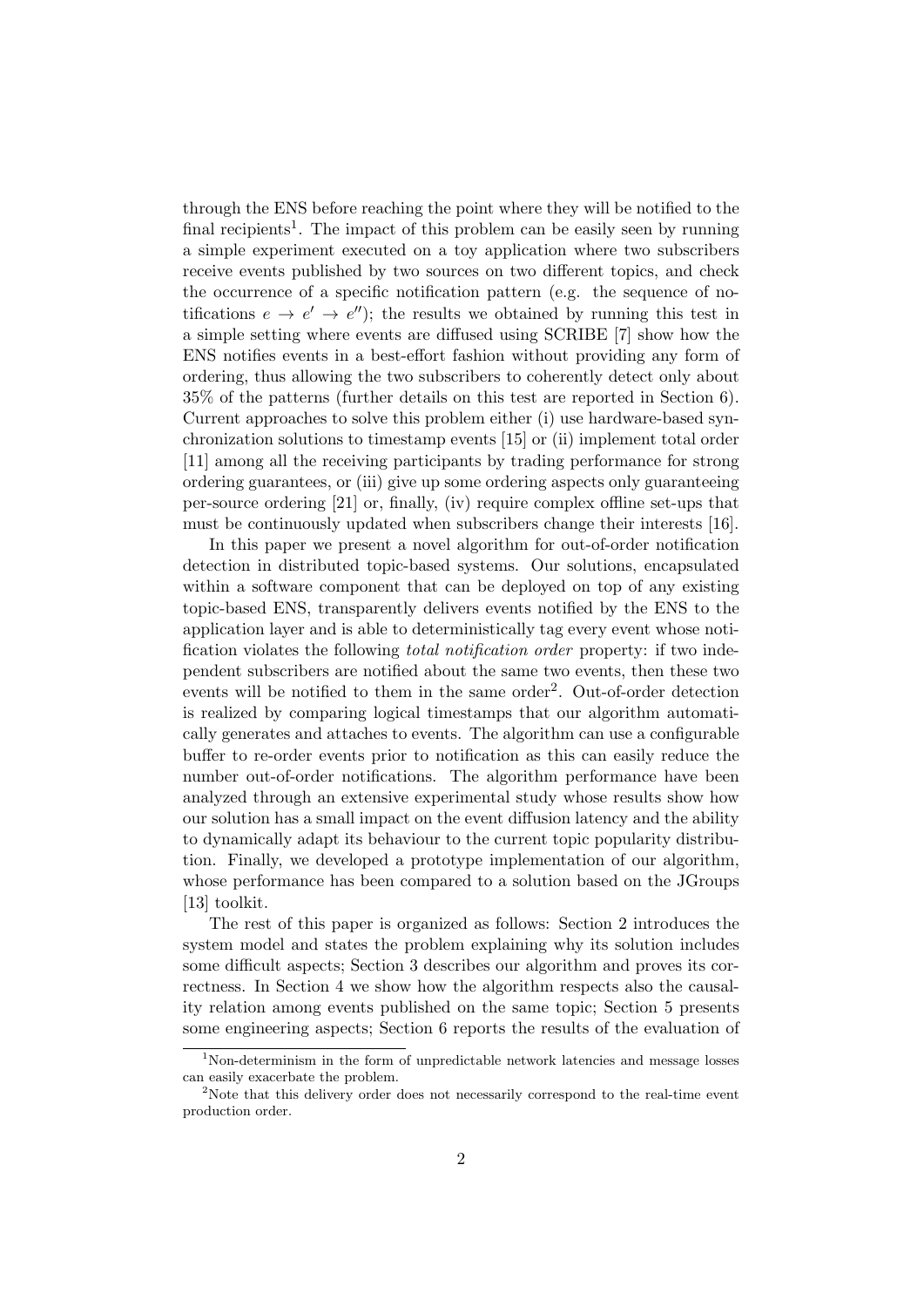through the ENS before reaching the point where they will be notified to the final recipients[1]. The impact of this problem can be easily seen by running a simple experiment executed on a toy application where two subscribers receive events published by two sources on two different topics, and check the occurrence of a specific notification pattern (e.g. the sequence of notifications $e \rightarrow e' \rightarrow e''$); the results we obtained by running this test in a simple setting where events are diffused using SCRIBE [7] show how the ENS notifies events in a best-effort fashion without providing any form of ordering, thus allowing the two subscribers to coherently detect only about 35% of the patterns (further details on this test are reported in Section 6). Current approaches to solve this problem either (i) use hardware-based synchronization solutions to timestamp events [15] or (ii) implement total order [11] among all the receiving participants by trading performance for strong ordering guarantees, or (iii) give up some ordering aspects only guaranteeing per-source ordering [21] or, finally, (iv) require complex offline set-ups that must be continuously updated when subscribers change their interests [16].

In this paper we present a novel algorithm for out-of-order notification detection in distributed topic-based systems. Our solutions, encapsulated within a software component that can be deployed on top of any existing topic-based ENS, transparently delivers events notified by the ENS to the application layer and is able to deterministically tag every event whose notification violates the following *total notification order* property: if two independent subscribers are notified about the same two events, then these two events will be notified to them in the same order[2]. Out-of-order detection is realized by comparing logical timestamps that our algorithm automatically generates and attaches to events. The algorithm can use a configurable buffer to re-order events prior to notification as this can easily reduce the number out-of-order notifications. The algorithm performance have been analyzed through an extensive experimental study whose results show how our solution has a small impact on the event diffusion latency and the ability to dynamically adapt its behaviour to the current topic popularity distribution. Finally, we developed a prototype implementation of our algorithm, whose performance has been compared to a solution based on the JGroups [13] toolkit.

The rest of this paper is organized as follows: Section 2 introduces the system model and states the problem explaining why its solution includes some difficult aspects; Section 3 describes our algorithm and proves its correctness. In Section 4 we show how the algorithm respects also the causality relation among events published on the same topic; Section 5 presents some engineering aspects; Section 6 reports the results of the evaluation of

[1] Non-determinism in the form of unpredictable network latencies and message losses can easily exacerbate the problem.

[2] Note that this delivery order does not necessarily correspond to the real-time event production order.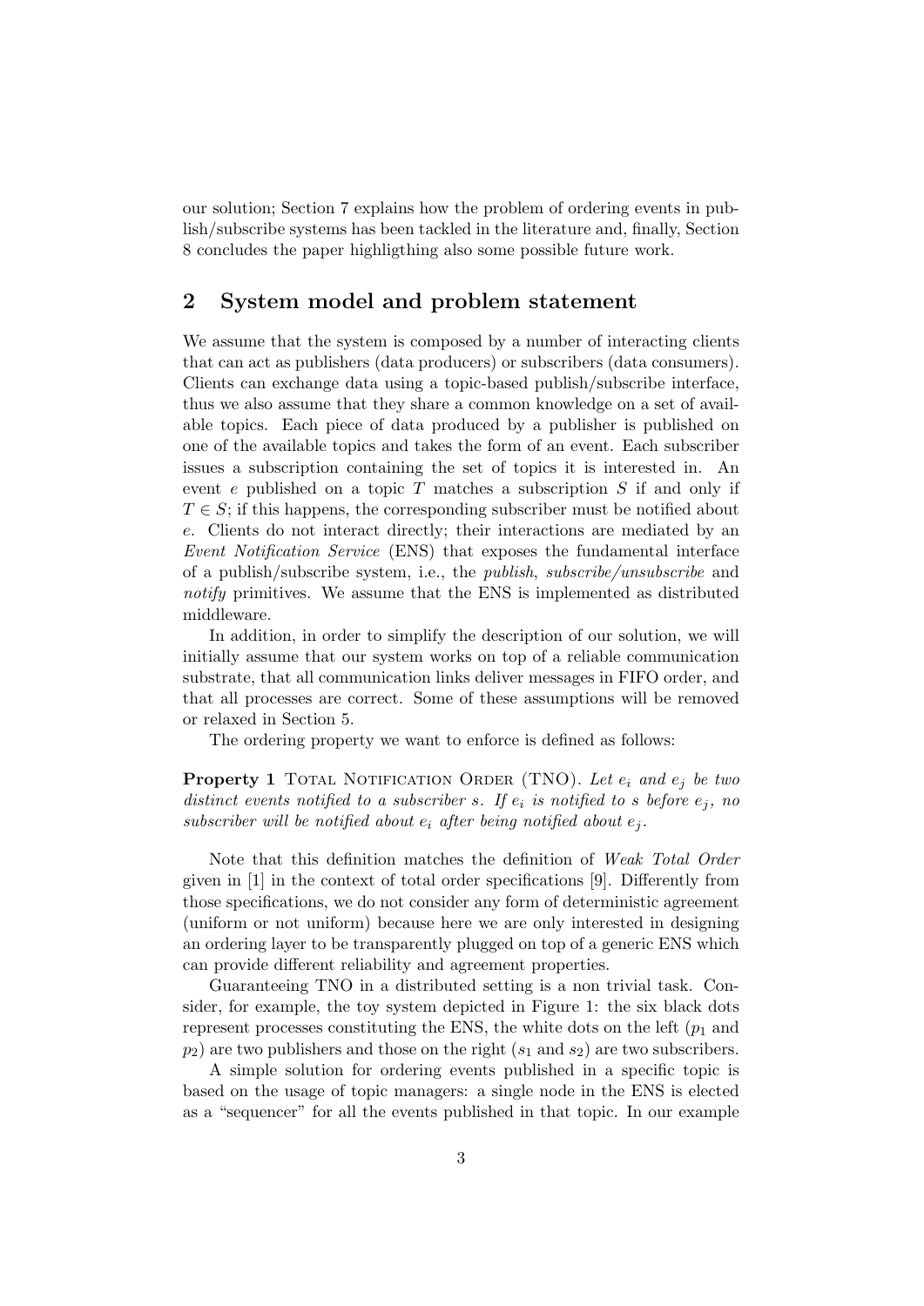our solution; Section 7 explains how the problem of ordering events in publish/subscribe systems has been tackled in the literature and, finally, Section 8 concludes the paper highligthing also some possible future work.

## 2 System model and problem statement

We assume that the system is composed by a number of interacting clients that can act as publishers (data producers) or subscribers (data consumers). Clients can exchange data using a topic-based publish/subscribe interface, thus we also assume that they share a common knowledge on a set of available topics. Each piece of data produced by a publisher is published on one of the available topics and takes the form of an event. Each subscriber issues a subscription containing the set of topics it is interested in. An event $e$ published on a topic $T$ matches a subscription $S$ if and only if $T \in S$; if this happens, the corresponding subscriber must be notified about $e$. Clients do not interact directly; their interactions are mediated by an *Event Notification Service* (ENS) that exposes the fundamental interface of a publish/subscribe system, i.e., the *publish*, *subscribe/unsubscribe* and *notify* primitives. We assume that the ENS is implemented as distributed middleware.

In addition, in order to simplify the description of our solution, we will initially assume that our system works on top of a reliable communication substrate, that all communication links deliver messages in FIFO order, and that all processes are correct. Some of these assumptions will be removed or relaxed in Section 5.

The ordering property we want to enforce is defined as follows:

**Property 1** Total Notification Order (TNO). *Let $e_i$ and $e_j$ be two distinct events notified to a subscriber $s$. If $e_i$ is notified to $s$ before $e_j$, no subscriber will be notified about $e_i$ after being notified about $e_j$.*

Note that this definition matches the definition of *Weak Total Order* given in [1] in the context of total order specifications [9]. Differently from those specifications, we do not consider any form of deterministic agreement (uniform or not uniform) because here we are only interested in designing an ordering layer to be transparently plugged on top of a generic ENS which can provide different reliability and agreement properties.

Guaranteeing TNO in a distributed setting is a non trivial task. Consider, for example, the toy system depicted in Figure 1: the six black dots represent processes constituting the ENS, the white dots on the left ($p_1$ and $p_2$) are two publishers and those on the right ($s_1$ and $s_2$) are two subscribers.

A simple solution for ordering events published in a specific topic is based on the usage of topic managers: a single node in the ENS is elected as a "sequencer" for all the events published in that topic. In our example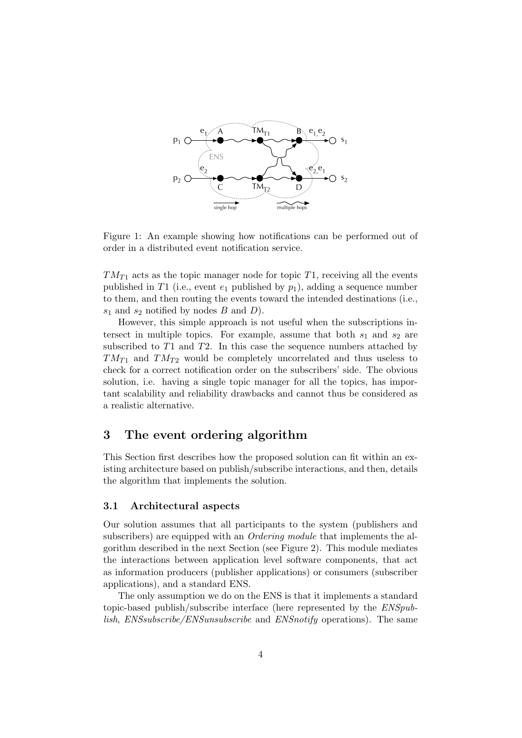e1 A TM_T1 B e1, e2
p1 s1
ENS
e2 e2, e1
p2 s2
C TM_T2 D
single hop multiple hops

Figure 1: An example showing how notifications can be performed out of order in a distributed event notification service.

$TM_{T1}$ acts as the topic manager node for topic $T1$, receiving all the events published in $T1$ (i.e., event $e_1$ published by $p_1$), adding a sequence number to them, and then routing the events toward the intended destinations (i.e., $s_1$ and $s_2$ notified by nodes $B$ and $D$).

However, this simple approach is not useful when the subscriptions intersect in multiple topics. For example, assume that both $s_1$ and $s_2$ are subscribed to $T1$ and $T2$. In this case the sequence numbers attached by $TM_{T1}$ and $TM_{T2}$ would be completely uncorrelated and thus useless to check for a correct notification order on the subscribers' side. The obvious solution, i.e. having a single topic manager for all the topics, has important scalability and reliability drawbacks and cannot thus be considered as a realistic alternative.

## 3 The event ordering algorithm

This Section first describes how the proposed solution can fit within an existing architecture based on publish/subscribe interactions, and then, details the algorithm that implements the solution.

### 3.1 Architectural aspects

Our solution assumes that all participants to the system (publishers and subscribers) are equipped with an *Ordering module* that implements the algorithm described in the next Section (see Figure 2). This module mediates the interactions between application level software components, that act as information producers (publisher applications) or consumers (subscriber applications), and a standard ENS.

The only assumption we do on the ENS is that it implements a standard topic-based publish/subscribe interface (here represented by the *ENSpublish*, *ENSsubscribe/ENSunsubscribe* and *ENSnotify* operations). The same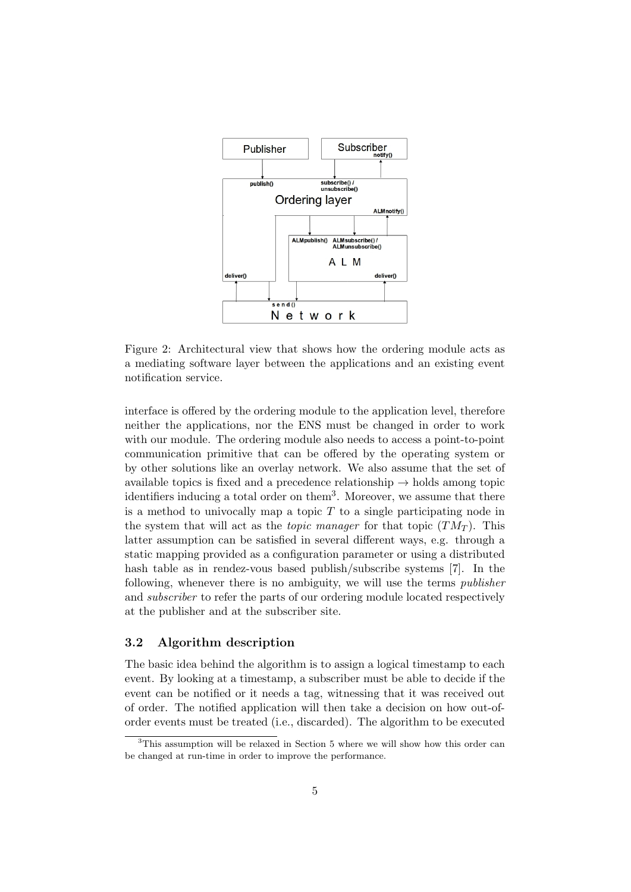Publisher

Subscriber

notify()

publish()

subscribe() / unsubscribe()

Ordering layer

ALMnotify()

ALMpublish()

ALMsubscribe() / ALMunsubscribe()

A L M

deliver()

deliver()

send()

N e t w o r k

Figure 2: Architectural view that shows how the ordering module acts as a mediating software layer between the applications and an existing event notification service.

interface is offered by the ordering module to the application level, therefore neither the applications, nor the ENS must be changed in order to work with our module. The ordering module also needs to access a point-to-point communication primitive that can be offered by the operating system or by other solutions like an overlay network. We also assume that the set of available topics is fixed and a precedence relationship $\rightarrow$ holds among topic identifiers inducing a total order on them[3]. Moreover, we assume that there is a method to univocally map a topic $T$ to a single participating node in the system that will act as the *topic manager* for that topic ($TM_T$). This latter assumption can be satisfied in several different ways, e.g. through a static mapping provided as a configuration parameter or using a distributed hash table as in rendez-vous based publish/subscribe systems [7]. In the following, whenever there is no ambiguity, we will use the terms *publisher* and *subscriber* to refer the parts of our ordering module located respectively at the publisher and at the subscriber site.

### 3.2 Algorithm description

The basic idea behind the algorithm is to assign a logical timestamp to each event. By looking at a timestamp, a subscriber must be able to decide if the event can be notified or it needs a tag, witnessing that it was received out of order. The notified application will then take a decision on how out-of-order events must be treated (i.e., discarded). The algorithm to be executed

[3]This assumption will be relaxed in Section 5 where we will show how this order can be changed at run-time in order to improve the performance.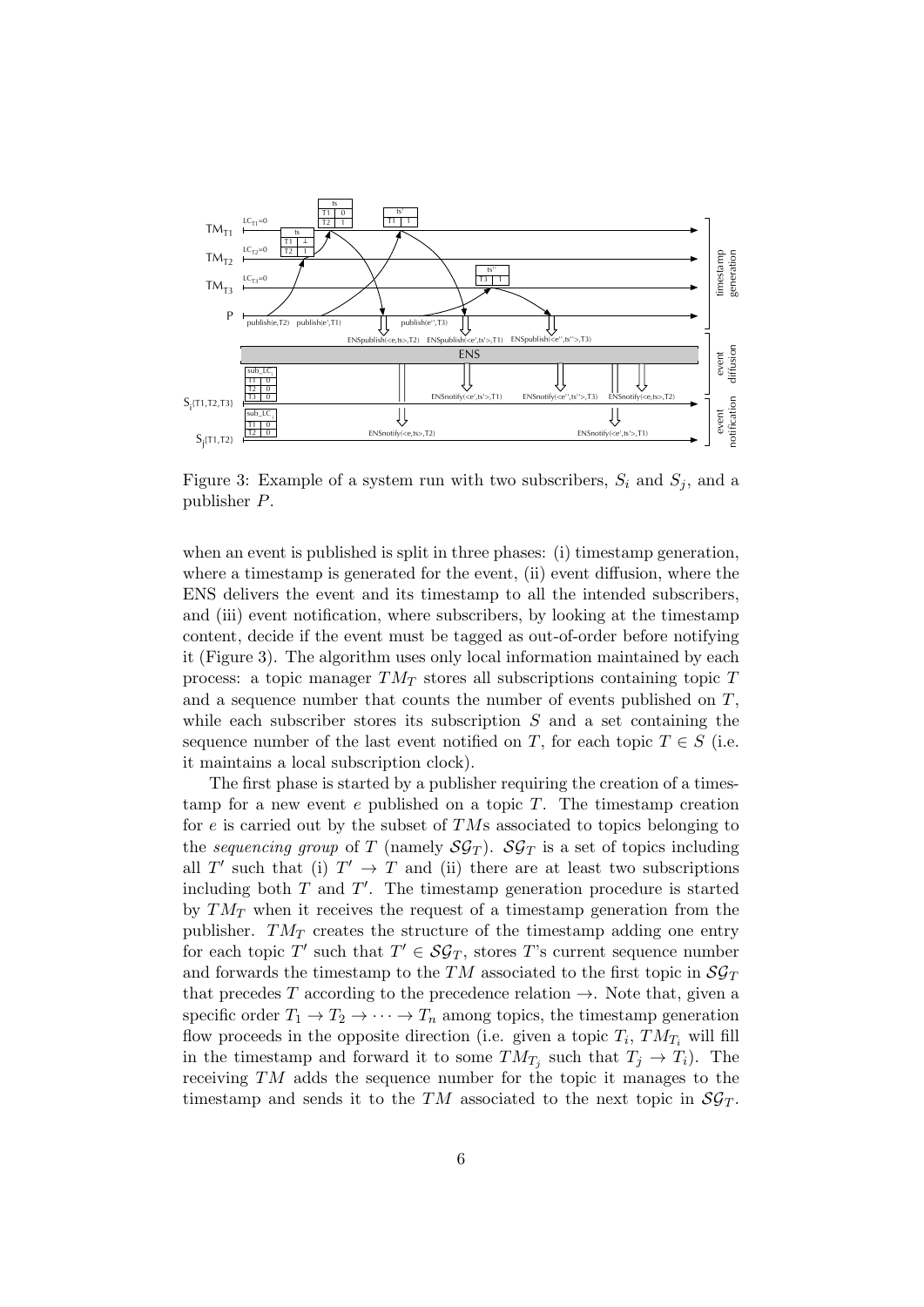TM$_{T1}$

TM$_{T2}$

TM$_{T3}$

P

$S_i$ {T1,T2,T3}

$S_j$ {T1,T2}

LC$_{T1}$=0

LC$_{T2}$=0

LC$_{T3}$=0

ts

T1 ⊥

T2 1

ts

T1 0

T2 1

ts'

T1 1

ts''

T3 1

publish(e,T2) publish(e',T1) publish(e'',T3)

ENSpublish(<e,ts>,T2) ENSpublish(<e',ts'>,T1) ENSpublish(<e'',ts''>,T3)

ENS

sub_LC$_i$

T1 0

T2 0

T3 0

sub_LC$_j$

T1 0

T2 0

ENSnotify(<e',ts'>,T1) ENSnotify(<e'',ts''>,T3) ENSnotify(<e,ts>,T2)

ENSnotify(<e,ts>,T2) ENSnotify(<e',ts'>,T1)

timestamp generation

event diffusion

event notification

Figure 3: Example of a system run with two subscribers, $S_i$ and $S_j$, and a publisher $P$.

when an event is published is split in three phases: (i) timestamp generation, where a timestamp is generated for the event, (ii) event diffusion, where the ENS delivers the event and its timestamp to all the intended subscribers, and (iii) event notification, where subscribers, by looking at the timestamp content, decide if the event must be tagged as out-of-order before notifying it (Figure 3). The algorithm uses only local information maintained by each process: a topic manager $TM_T$ stores all subscriptions containing topic $T$ and a sequence number that counts the number of events published on $T$, while each subscriber stores its subscription $S$ and a set containing the sequence number of the last event notified on $T$, for each topic $T \in S$ (i.e. it maintains a local subscription clock).

The first phase is started by a publisher requiring the creation of a timestamp for a new event $e$ published on a topic $T$. The timestamp creation for $e$ is carried out by the subset of $TM$s associated to topics belonging to the *sequencing group* of $T$ (namely $\mathcal{SG}_T$). $\mathcal{SG}_T$ is a set of topics including all $T'$ such that (i) $T' \rightarrow T$ and (ii) there are at least two subscriptions including both $T$ and $T'$. The timestamp generation procedure is started by $TM_T$ when it receives the request of a timestamp generation from the publisher. $TM_T$ creates the structure of the timestamp adding one entry for each topic $T'$ such that $T' \in \mathcal{SG}_T$, stores $T$'s current sequence number and forwards the timestamp to the $TM$ associated to the first topic in $\mathcal{SG}_T$ that precedes $T$ according to the precedence relation $\rightarrow$. Note that, given a specific order $T_1 \rightarrow T_2 \rightarrow \cdots \rightarrow T_n$ among topics, the timestamp generation flow proceeds in the opposite direction (i.e. given a topic $T_i$, $TM_{T_i}$ will fill in the timestamp and forward it to some $TM_{T_j}$ such that $T_j \rightarrow T_i$). The receiving $TM$ adds the sequence number for the topic it manages to the timestamp and sends it to the $TM$ associated to the next topic in $\mathcal{SG}_T$.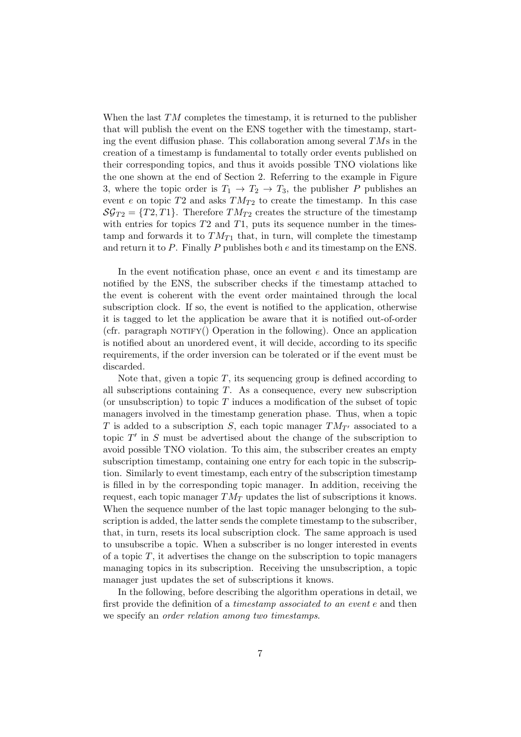When the last $TM$ completes the timestamp, it is returned to the publisher that will publish the event on the ENS together with the timestamp, starting the event diffusion phase. This collaboration among several $TM$s in the creation of a timestamp is fundamental to totally order events published on their corresponding topics, and thus it avoids possible TNO violations like the one shown at the end of Section 2. Referring to the example in Figure 3, where the topic order is $T_1 \rightarrow T_2 \rightarrow T_3$, the publisher $P$ publishes an event $e$ on topic $T2$ and asks $TM_{T2}$ to create the timestamp. In this case $\mathcal{SG}_{T2} = \{T2, T1\}$. Therefore $TM_{T2}$ creates the structure of the timestamp with entries for topics $T2$ and $T1$, puts its sequence number in the timestamp and forwards it to $TM_{T1}$ that, in turn, will complete the timestamp and return it to $P$. Finally $P$ publishes both $e$ and its timestamp on the ENS.

In the event notification phase, once an event $e$ and its timestamp are notified by the ENS, the subscriber checks if the timestamp attached to the event is coherent with the event order maintained through the local subscription clock. If so, the event is notified to the application, otherwise it is tagged to let the application be aware that it is notified out-of-order (cfr. paragraph NOTIFY() Operation in the following). Once an application is notified about an unordered event, it will decide, according to its specific requirements, if the order inversion can be tolerated or if the event must be discarded.

Note that, given a topic $T$, its sequencing group is defined according to all subscriptions containing $T$. As a consequence, every new subscription (or unsubscription) to topic $T$ induces a modification of the subset of topic managers involved in the timestamp generation phase. Thus, when a topic $T$ is added to a subscription $S$, each topic manager $TM_{T'}$ associated to a topic $T'$ in $S$ must be advertised about the change of the subscription to avoid possible TNO violation. To this aim, the subscriber creates an empty subscription timestamp, containing one entry for each topic in the subscription. Similarly to event timestamp, each entry of the subscription timestamp is filled in by the corresponding topic manager. In addition, receiving the request, each topic manager $TM_T$ updates the list of subscriptions it knows. When the sequence number of the last topic manager belonging to the subscription is added, the latter sends the complete timestamp to the subscriber, that, in turn, resets its local subscription clock. The same approach is used to unsubscribe a topic. When a subscriber is no longer interested in events of a topic $T$, it advertises the change on the subscription to topic managers managing topics in its subscription. Receiving the unsubscription, a topic manager just updates the set of subscriptions it knows.

In the following, before describing the algorithm operations in detail, we first provide the definition of a *timestamp associated to an event* $e$ and then we specify an *order relation among two timestamps*.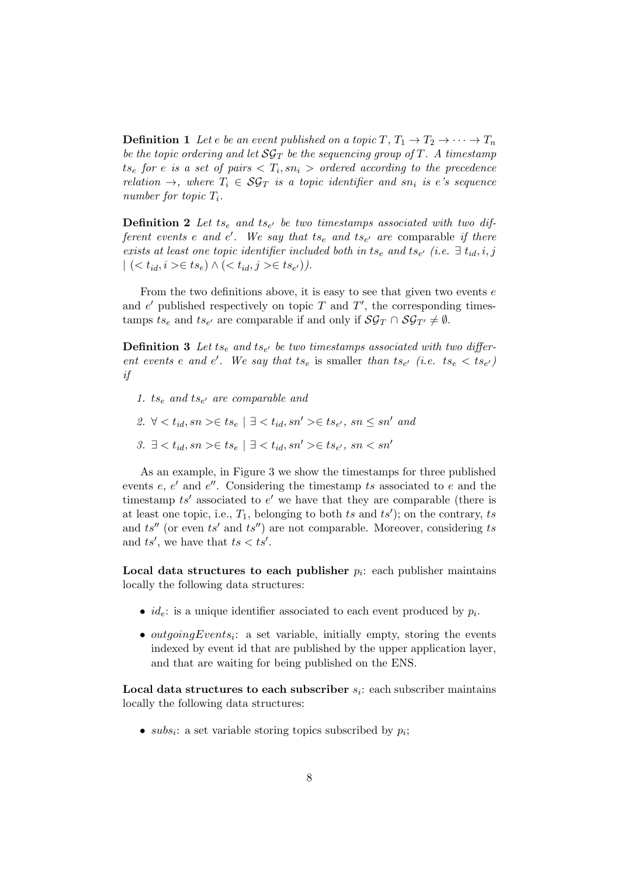**Definition 1** *Let $e$ be an event published on a topic $T$, $T_1 \rightarrow T_2 \rightarrow \cdots \rightarrow T_n$ be the topic ordering and let $\mathcal{SG}_T$ be the sequencing group of $T$. A timestamp $ts_e$ for $e$ is a set of pairs $< T_i, sn_i >$ ordered according to the precedence relation $\rightarrow$, where $T_i \in \mathcal{SG}_T$ is a topic identifier and $sn_i$ is $e$'s sequence number for topic $T_i$.*

**Definition 2** *Let $ts_e$ and $ts_{e'}$ be two timestamps associated with two different events $e$ and $e'$. We say that $ts_e$ and $ts_{e'}$ are* comparable *if there exists at least one topic identifier included both in $ts_e$ and $ts_{e'}$ (i.e. $\exists\ t_{id}, i, j \mid (< t_{id}, i > \in ts_e) \wedge (< t_{id}, j > \in ts_{e'})$).*

From the two definitions above, it is easy to see that given two events $e$ and $e'$ published respectively on topic $T$ and $T'$, the corresponding timestamps $ts_e$ and $ts_{e'}$ are comparable if and only if $\mathcal{SG}_T \cap \mathcal{SG}_{T'} \neq \emptyset$.

**Definition 3** *Let $ts_e$ and $ts_{e'}$ be two timestamps associated with two different events $e$ and $e'$. We say that $ts_e$* is smaller *than $ts_{e'}$ (i.e. $ts_e < ts_{e'}$) if*

1. *$ts_e$ and $ts_{e'}$ are comparable and*
2. *$\forall < t_{id}, sn > \in ts_e \mid \exists < t_{id}, sn' > \in ts_{e'}$, $sn \leq sn'$ and*
3. *$\exists < t_{id}, sn > \in ts_e \mid \exists < t_{id}, sn' > \in ts_{e'}$, $sn < sn'$*

As an example, in Figure 3 we show the timestamps for three published events $e$, $e'$ and $e''$. Considering the timestamp $ts$ associated to $e$ and the timestamp $ts'$ associated to $e'$ we have that they are comparable (there is at least one topic, i.e., $T_1$, belonging to both $ts$ and $ts'$); on the contrary, $ts$ and $ts''$ (or even $ts'$ and $ts''$) are not comparable. Moreover, considering $ts$ and $ts'$, we have that $ts < ts'$.

**Local data structures to each publisher $p_i$**: each publisher maintains locally the following data structures:

- $id_e$: is a unique identifier associated to each event produced by $p_i$.
- $outgoingEvents_i$: a set variable, initially empty, storing the events indexed by event id that are published by the upper application layer, and that are waiting for being published on the ENS.

**Local data structures to each subscriber $s_i$**: each subscriber maintains locally the following data structures:

- $subs_i$: a set variable storing topics subscribed by $p_i$;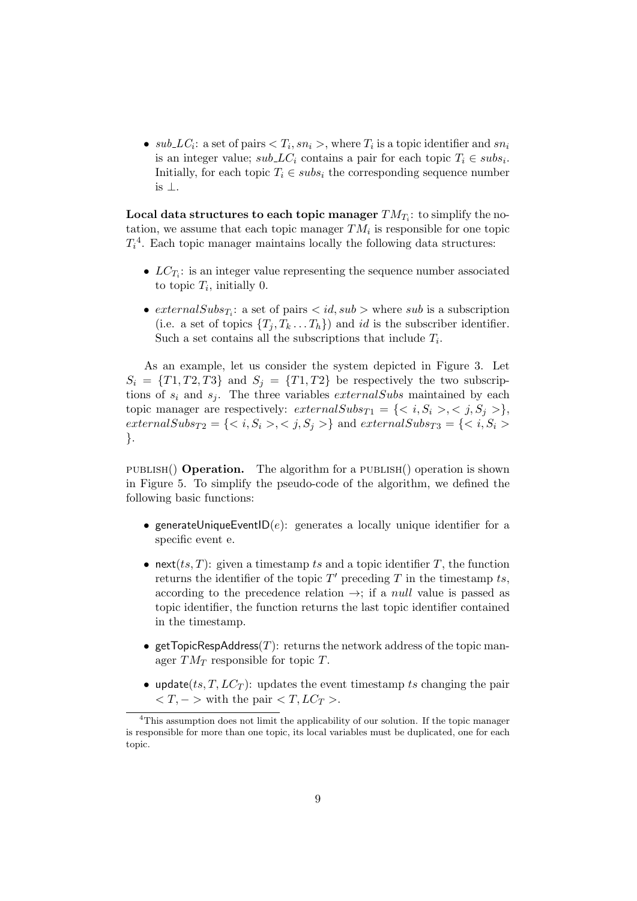- $sub\_LC_i$: a set of pairs $< T_i, sn_i >$, where $T_i$ is a topic identifier and $sn_i$ is an integer value; $sub\_LC_i$ contains a pair for each topic $T_i \in subs_i$. Initially, for each topic $T_i \in subs_i$ the corresponding sequence number is $\perp$.

**Local data structures to each topic manager $TM_{T_i}$:** to simplify the notation, we assume that each topic manager $TM_i$ is responsible for one topic $T_i$[4]. Each topic manager maintains locally the following data structures:

- $LC_{T_i}$: is an integer value representing the sequence number associated to topic $T_i$, initially 0.
- $externalSubs_{T_i}$: a set of pairs $< id, sub >$ where $sub$ is a subscription (i.e. a set of topics $\{T_j, T_k \ldots T_h\}$) and $id$ is the subscriber identifier. Such a set contains all the subscriptions that include $T_i$.

As an example, let us consider the system depicted in Figure 3. Let $S_i = \{T1, T2, T3\}$ and $S_j = \{T1, T2\}$ be respectively the two subscriptions of $s_i$ and $s_j$. The three variables $externalSubs$ maintained by each topic manager are respectively: $externalSubs_{T1} = \{< i, S_i >, < j, S_j >\}$, $externalSubs_{T2} = \{< i, S_i >, < j, S_j >\}$ and $externalSubs_{T3} = \{< i, S_i >\}$.

PUBLISH() **Operation.** The algorithm for a PUBLISH() operation is shown in Figure 5. To simplify the pseudo-code of the algorithm, we defined the following basic functions:

- generateUniqueEventID($e$): generates a locally unique identifier for a specific event e.
- next($ts, T$): given a timestamp $ts$ and a topic identifier $T$, the function returns the identifier of the topic $T'$ preceding $T$ in the timestamp $ts$, according to the precedence relation $\rightarrow$; if a *null* value is passed as topic identifier, the function returns the last topic identifier contained in the timestamp.
- getTopicRespAddress($T$): returns the network address of the topic manager $TM_T$ responsible for topic $T$.
- update($ts, T, LC_T$): updates the event timestamp $ts$ changing the pair $< T, - >$ with the pair $< T, LC_T >$.

[4]This assumption does not limit the applicability of our solution. If the topic manager is responsible for more than one topic, its local variables must be duplicated, one for each topic.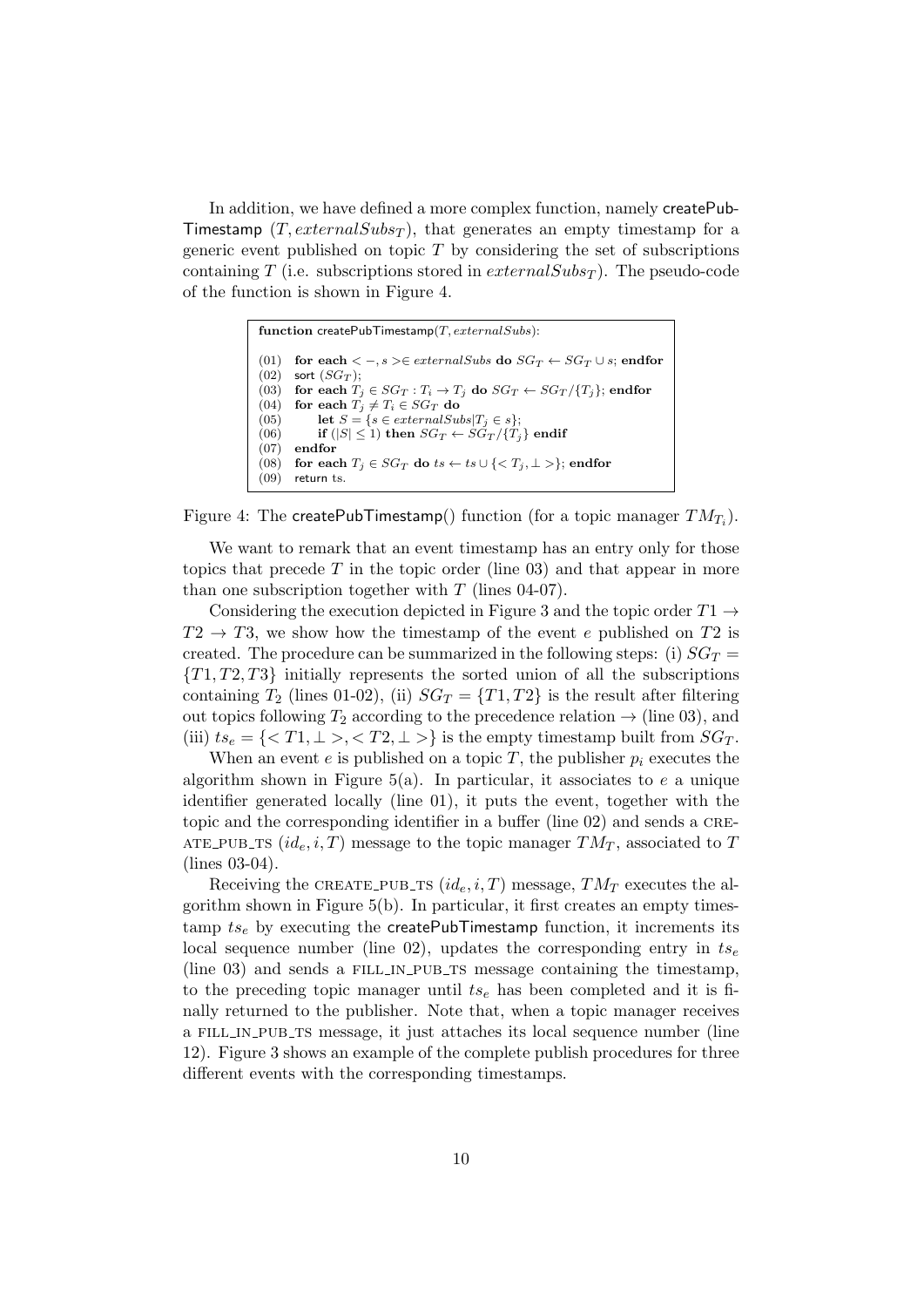In addition, we have defined a more complex function, namely createPubTimestamp $(T, externalSubs_T)$, that generates an empty timestamp for a generic event published on topic $T$ by considering the set of subscriptions containing $T$ (i.e. subscriptions stored in $externalSubs_T$). The pseudo-code of the function is shown in Figure 4.

```
function createPubTimestamp(T, externalSubs):

(01)  for each <−, s> ∈ externalSubs do SG_T ← SG_T ∪ s; endfor
(02)  sort (SG_T);
(03)  for each T_j ∈ SG_T : T_i → T_j do SG_T ← SG_T/{T_j}; endfor
(04)  for each T_j ≠ T_i ∈ SG_T do
(05)      let S = {s ∈ externalSubs | T_j ∈ s};
(06)      if (|S| ≤ 1) then SG_T ← SG_T/{T_j} endif
(07)  endfor
(08)  for each T_j ∈ SG_T do ts ← ts ∪ {<T_j, ⊥>}; endfor
(09)  return ts.
```

Figure 4: The createPubTimestamp() function (for a topic manager $TM_{T_i}$).

We want to remark that an event timestamp has an entry only for those topics that precede $T$ in the topic order (line 03) and that appear in more than one subscription together with $T$ (lines 04-07).

Considering the execution depicted in Figure 3 and the topic order $T1 \rightarrow T2 \rightarrow T3$, we show how the timestamp of the event $e$ published on $T2$ is created. The procedure can be summarized in the following steps: (i) $SG_T = \{T1, T2, T3\}$ initially represents the sorted union of all the subscriptions containing $T_2$ (lines 01-02), (ii) $SG_T = \{T1, T2\}$ is the result after filtering out topics following $T_2$ according to the precedence relation $\rightarrow$ (line 03), and (iii) $ts_e = \{< T1, \perp >, < T2, \perp >\}$ is the empty timestamp built from $SG_T$.

When an event $e$ is published on a topic $T$, the publisher $p_i$ executes the algorithm shown in Figure 5(a). In particular, it associates to $e$ a unique identifier generated locally (line 01), it puts the event, together with the topic and the corresponding identifier in a buffer (line 02) and sends a CREATE_PUB_TS $(id_e, i, T)$ message to the topic manager $TM_T$, associated to $T$ (lines 03-04).

Receiving the CREATE_PUB_TS $(id_e, i, T)$ message, $TM_T$ executes the algorithm shown in Figure 5(b). In particular, it first creates an empty timestamp $ts_e$ by executing the createPubTimestamp function, it increments its local sequence number (line 02), updates the corresponding entry in $ts_e$ (line 03) and sends a FILL_IN_PUB_TS message containing the timestamp, to the preceding topic manager until $ts_e$ has been completed and it is finally returned to the publisher. Note that, when a topic manager receives a FILL_IN_PUB_TS message, it just attaches its local sequence number (line 12). Figure 3 shows an example of the complete publish procedures for three different events with the corresponding timestamps.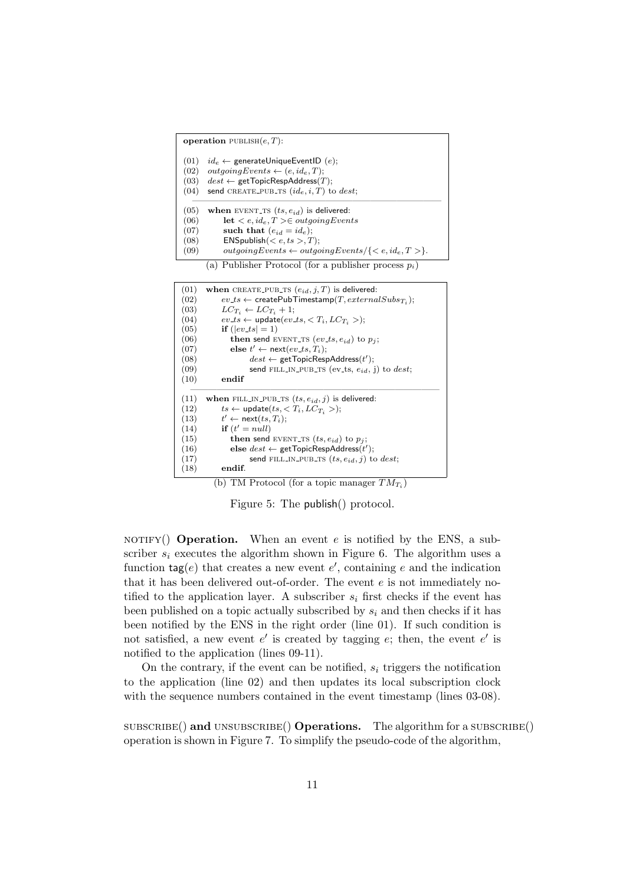```
operation PUBLISH(e, T):

(01)  id_e ← generateUniqueEventID (e);
(02)  outgoingEvents ← (e, id_e, T);
(03)  dest ← getTopicRespAddress(T);
(04)  send CREATE_PUB_TS (id_e, i, T) to dest;
------------------------------------------------------------
(05)  when EVENT_TS (ts, e_id) is delivered:
(06)      let < e, id_e, T >∈ outgoingEvents
(07)      such that (e_id = id_e);
(08)      ENSpublish(< e, ts >, T);
(09)      outgoingEvents ← outgoingEvents/{< e, id_e, T >}.
```

(a) Publisher Protocol (for a publisher process $p_i$)

```
(01)  when CREATE_PUB_TS (e_id, j, T) is delivered:
(02)      ev_ts ← createPubTimestamp(T, externalSubs_{T_i});
(03)      LC_{T_i} ← LC_{T_i} + 1;
(04)      ev_ts ← update(ev_ts, < T_i, LC_{T_i} >);
(05)      if (|ev_ts| = 1)
(06)         then send EVENT_TS (ev_ts, e_id) to p_j;
(07)         else t' ← next(ev_ts, T_i);
(08)               dest ← getTopicRespAddress(t');
(09)               send FILL_IN_PUB_TS (ev_ts, e_id, j) to dest;
(10)      endif
------------------------------------------------------------
(11)  when FILL_IN_PUB_TS (ts, e_id, j) is delivered:
(12)      ts ← update(ts, < T_i, LC_{T_i} >);
(13)      t' ← next(ts, T_i);
(14)      if (t' = null)
(15)         then send EVENT_TS (ts, e_id) to p_j;
(16)         else dest ← getTopicRespAddress(t');
(17)               send FILL_IN_PUB_TS (ts, e_id, j) to dest;
(18)      endif.
```

(b) TM Protocol (for a topic manager $TM_{T_i}$)

Figure 5: The publish() protocol.

**NOTIFY() Operation.** When an event $e$ is notified by the ENS, a subscriber $s_i$ executes the algorithm shown in Figure 6. The algorithm uses a function tag($e$) that creates a new event $e'$, containing $e$ and the indication that it has been delivered out-of-order. The event $e$ is not immediately notified to the application layer. A subscriber $s_i$ first checks if the event has been published on a topic actually subscribed by $s_i$ and then checks if it has been notified by the ENS in the right order (line 01). If such condition is not satisfied, a new event $e'$ is created by tagging $e$; then, the event $e'$ is notified to the application (lines 09-11).

On the contrary, if the event can be notified, $s_i$ triggers the notification to the application (line 02) and then updates its local subscription clock with the sequence numbers contained in the event timestamp (lines 03-08).

**SUBSCRIBE() and UNSUBSCRIBE() Operations.** The algorithm for a SUBSCRIBE() operation is shown in Figure 7. To simplify the pseudo-code of the algorithm,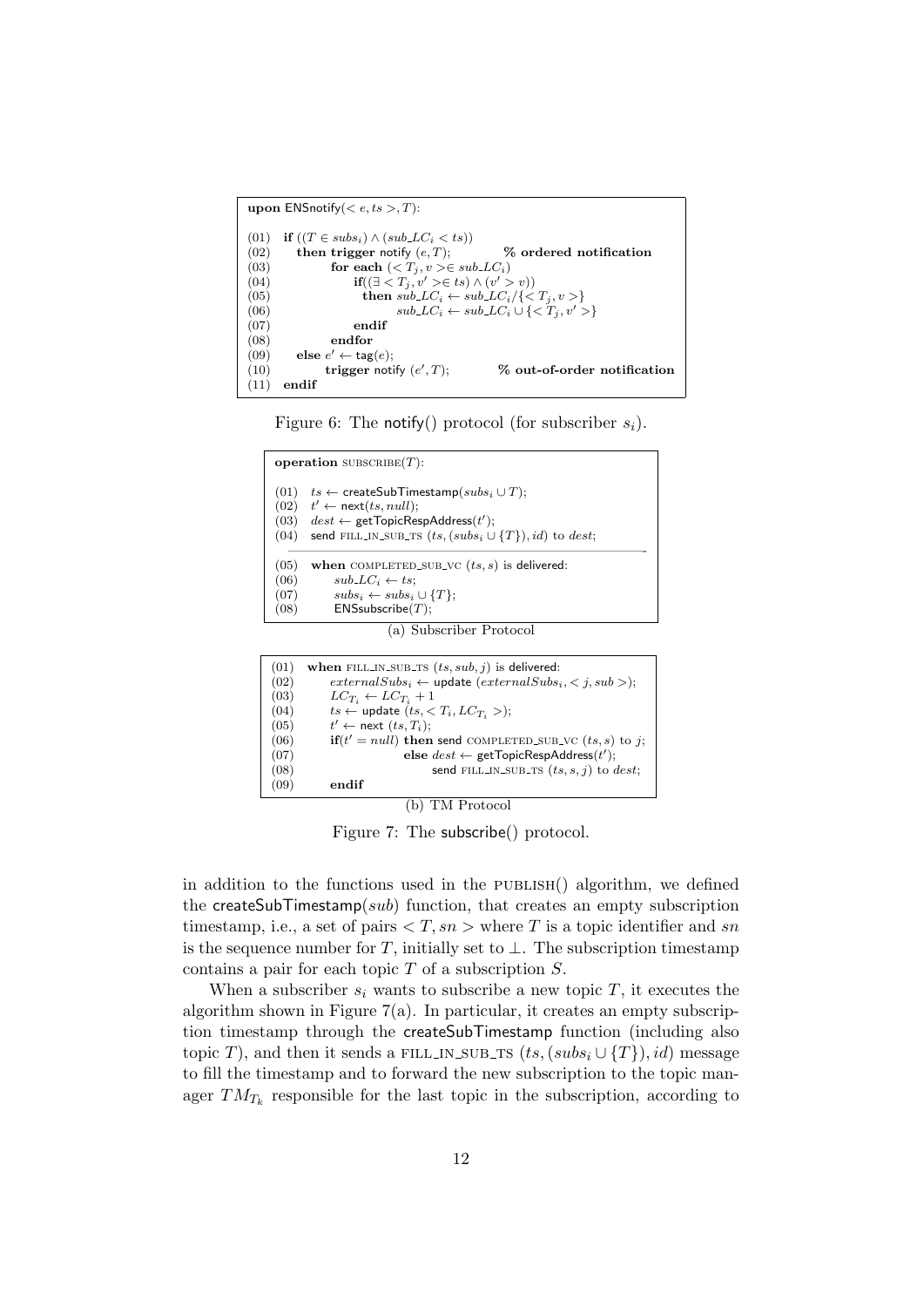```
upon ENSnotify(< e, ts >, T):

(01)  if ((T ∈ subs_i) ∧ (sub_LC_i < ts))
(02)     then trigger notify (e, T);            % ordered notification
(03)          for each (< T_j, v >∈ sub_LC_i)
(04)              if((∃ < T_j, v' >∈ ts) ∧ (v' > v))
(05)                then sub_LC_i ← sub_LC_i/{< T_j, v >}
(06)                     sub_LC_i ← sub_LC_i ∪ {< T_j, v' >}
(07)              endif
(08)          endfor
(09)     else e' ← tag(e);
(10)          trigger notify (e', T);           % out-of-order notification
(11)  endif
```

Figure 6: The notify() protocol (for subscriber $s_i$).

```
operation SUBSCRIBE(T):

(01)  ts ← createSubTimestamp(subs_i ∪ T);
(02)  t' ← next(ts, null);
(03)  dest ← getTopicRespAddress(t');
(04)  send FILL_IN_SUB_TS (ts, (subs_i ∪ {T}), id) to dest;
---------------------------------------------------------------
(05)  when COMPLETED_SUB_VC (ts, s) is delivered:
(06)       sub_LC_i ← ts;
(07)       subs_i ← subs_i ∪ {T};
(08)       ENSsubscribe(T);
```

(a) Subscriber Protocol

```
(01)  when FILL_IN_SUB_TS (ts, sub, j) is delivered:
(02)       externalSubs_i ← update (externalSubs_i, < j, sub >);
(03)       LC_{T_i} ← LC_{T_i} + 1
(04)       ts ← update (ts, < T_i, LC_{T_i} >);
(05)       t' ← next (ts, T_i);
(06)       if(t' = null) then send COMPLETED_SUB_VC (ts, s) to j;
(07)                     else dest ← getTopicRespAddress(t');
(08)                          send FILL_IN_SUB_TS (ts, s, j) to dest;
(09)       endif
```

(b) TM Protocol

Figure 7: The subscribe() protocol.

in addition to the functions used in the PUBLISH() algorithm, we defined the createSubTimestamp($sub$) function, that creates an empty subscription timestamp, i.e., a set of pairs $< T, sn >$ where $T$ is a topic identifier and $sn$ is the sequence number for $T$, initially set to $\perp$. The subscription timestamp contains a pair for each topic $T$ of a subscription $S$.

When a subscriber $s_i$ wants to subscribe a new topic $T$, it executes the algorithm shown in Figure 7(a). In particular, it creates an empty subscription timestamp through the createSubTimestamp function (including also topic $T$), and then it sends a FILL_IN_SUB_TS $(ts, (subs_i \cup \{T\}), id)$ message to fill the timestamp and to forward the new subscription to the topic manager $TM_{T_k}$ responsible for the last topic in the subscription, according to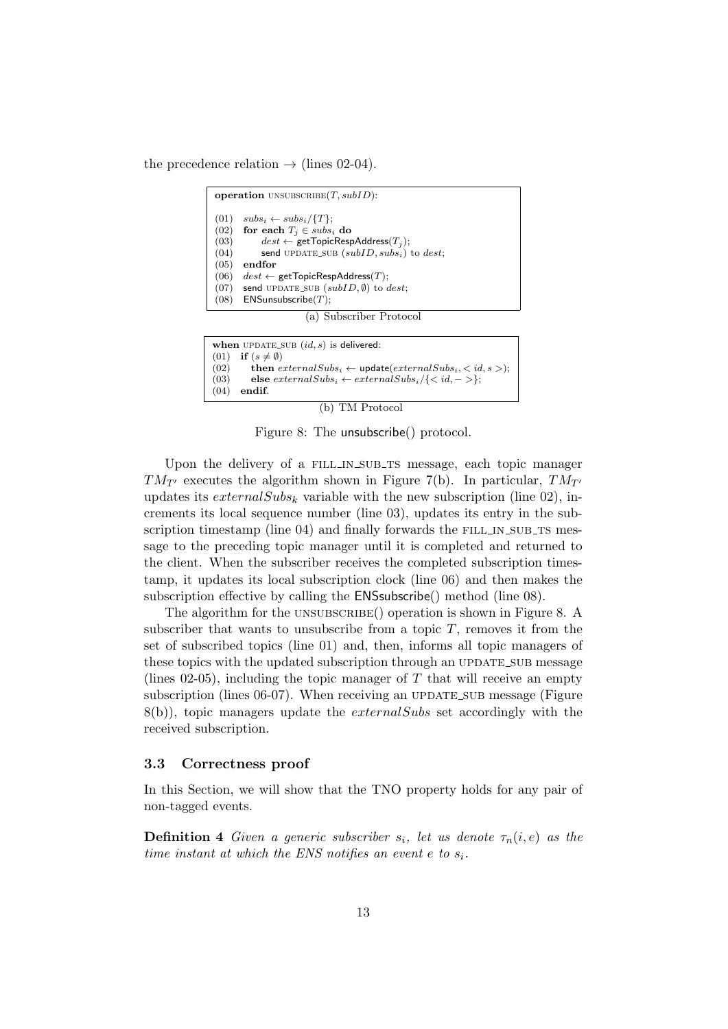the precedence relation $\rightarrow$ (lines 02-04).

```
operation UNSUBSCRIBE(T, subID):

(01)  subs_i ← subs_i/{T};
(02)  for each T_j ∈ subs_i do
(03)      dest ← getTopicRespAddress(T_j);
(04)      send UPDATE_SUB (subID, subs_i) to dest;
(05)  endfor
(06)  dest ← getTopicRespAddress(T);
(07)  send UPDATE_SUB (subID, ∅) to dest;
(08)  ENSunsubscribe(T);
```

(a) Subscriber Protocol

```
when UPDATE_SUB (id, s) is delivered:
(01)  if (s ≠ ∅)
(02)     then externalSubs_i ← update(externalSubs_i, < id, s >);
(03)     else externalSubs_i ← externalSubs_i/{< id, − >};
(04)  endif.
```

(b) TM Protocol

Figure 8: The unsubscribe() protocol.

Upon the delivery of a FILL_IN_SUB_TS message, each topic manager $TM_{T'}$ executes the algorithm shown in Figure 7(b). In particular, $TM_{T'}$ updates its $externalSubs_k$ variable with the new subscription (line 02), increments its local sequence number (line 03), updates its entry in the subscription timestamp (line 04) and finally forwards the FILL_IN_SUB_TS message to the preceding topic manager until it is completed and returned to the client. When the subscriber receives the completed subscription timestamp, it updates its local subscription clock (line 06) and then makes the subscription effective by calling the ENSsubscribe() method (line 08).

The algorithm for the UNSUBSCRIBE() operation is shown in Figure 8. A subscriber that wants to unsubscribe from a topic $T$, removes it from the set of subscribed topics (line 01) and, then, informs all topic managers of these topics with the updated subscription through an UPDATE_SUB message (lines 02-05), including the topic manager of $T$ that will receive an empty subscription (lines 06-07). When receiving an UPDATE_SUB message (Figure 8(b)), topic managers update the $externalSubs$ set accordingly with the received subscription.

### 3.3 Correctness proof

In this Section, we will show that the TNO property holds for any pair of non-tagged events.

**Definition 4** *Given a generic subscriber $s_i$, let us denote $\tau_n(i, e)$ as the time instant at which the ENS notifies an event $e$ to $s_i$.*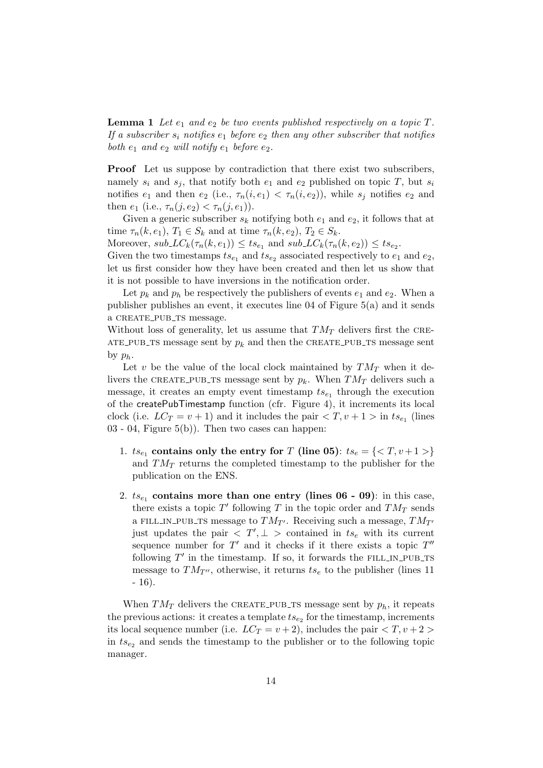**Lemma 1** *Let $e_1$ and $e_2$ be two events published respectively on a topic $T$. If a subscriber $s_i$ notifies $e_1$ before $e_2$ then any other subscriber that notifies both $e_1$ and $e_2$ will notify $e_1$ before $e_2$.*

**Proof** Let us suppose by contradiction that there exist two subscribers, namely $s_i$ and $s_j$, that notify both $e_1$ and $e_2$ published on topic $T$, but $s_i$ notifies $e_1$ and then $e_2$ (i.e., $\tau_n(i, e_1) < \tau_n(i, e_2)$), while $s_j$ notifies $e_2$ and then $e_1$ (i.e., $\tau_n(j, e_2) < \tau_n(j, e_1)$).

Given a generic subscriber $s_k$ notifying both $e_1$ and $e_2$, it follows that at time $\tau_n(k, e_1)$, $T_1 \in S_k$ and at time $\tau_n(k, e_2)$, $T_2 \in S_k$.
Moreover, $sub\_LC_k(\tau_n(k, e_1)) \leq ts_{e_1}$ and $sub\_LC_k(\tau_n(k, e_2)) \leq ts_{e_2}$.
Given the two timestamps $ts_{e_1}$ and $ts_{e_2}$ associated respectively to $e_1$ and $e_2$, let us first consider how they have been created and then let us show that it is not possible to have inversions in the notification order.

Let $p_k$ and $p_h$ be respectively the publishers of events $e_1$ and $e_2$. When a publisher publishes an event, it executes line 04 of Figure 5(a) and it sends a CREATE_PUB_TS message.
Without loss of generality, let us assume that $TM_T$ delivers first the CREATE_PUB_TS message sent by $p_k$ and then the CREATE_PUB_TS message sent by $p_h$.

Let $v$ be the value of the local clock maintained by $TM_T$ when it delivers the CREATE_PUB_TS message sent by $p_k$. When $TM_T$ delivers such a message, it creates an empty event timestamp $ts_{e_1}$ through the execution of the createPubTimestamp function (cfr. Figure 4), it increments its local clock (i.e. $LC_T = v + 1$) and it includes the pair $< T, v + 1 >$ in $ts_{e_1}$ (lines 03 - 04, Figure 5(b)). Then two cases can happen:

1. **$ts_{e_1}$ contains only the entry for $T$ (line 05)**: $ts_e = \{< T, v+1 >\}$ and $TM_T$ returns the completed timestamp to the publisher for the publication on the ENS.

2. **$ts_{e_1}$ contains more than one entry (lines 06 - 09)**: in this case, there exists a topic $T'$ following $T$ in the topic order and $TM_T$ sends a FILL_IN_PUB_TS message to $TM_{T'}$. Receiving such a message, $TM_{T'}$ just updates the pair $< T', \perp >$ contained in $ts_e$ with its current sequence number for $T'$ and it checks if it there exists a topic $T''$ following $T'$ in the timestamp. If so, it forwards the FILL_IN_PUB_TS message to $TM_{T''}$, otherwise, it returns $ts_e$ to the publisher (lines 11 - 16).

When $TM_T$ delivers the CREATE_PUB_TS message sent by $p_h$, it repeats the previous actions: it creates a template $ts_{e_2}$ for the timestamp, increments its local sequence number (i.e. $LC_T = v + 2$), includes the pair $< T, v + 2 >$ in $ts_{e_2}$ and sends the timestamp to the publisher or to the following topic manager.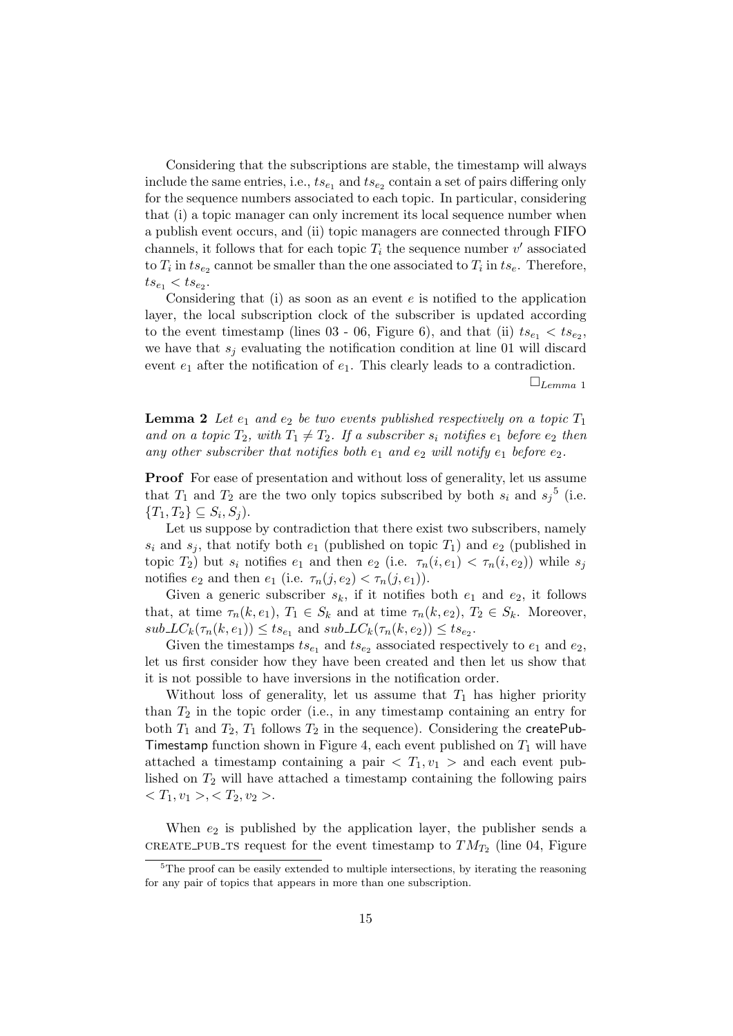Considering that the subscriptions are stable, the timestamp will always include the same entries, i.e., $ts_{e_1}$ and $ts_{e_2}$ contain a set of pairs differing only for the sequence numbers associated to each topic. In particular, considering that (i) a topic manager can only increment its local sequence number when a publish event occurs, and (ii) topic managers are connected through FIFO channels, it follows that for each topic $T_i$ the sequence number $v'$ associated to $T_i$ in $ts_{e_2}$ cannot be smaller than the one associated to $T_i$ in $ts_e$. Therefore, $ts_{e_1} < ts_{e_2}$.

Considering that (i) as soon as an event $e$ is notified to the application layer, the local subscription clock of the subscriber is updated according to the event timestamp (lines 03 - 06, Figure 6), and that (ii) $ts_{e_1} < ts_{e_2}$, we have that $s_j$ evaluating the notification condition at line 01 will discard event $e_1$ after the notification of $e_1$. This clearly leads to a contradiction.

$\Box_{Lemma\ 1}$

**Lemma 2** *Let $e_1$ and $e_2$ be two events published respectively on a topic $T_1$ and on a topic $T_2$, with $T_1 \neq T_2$. If a subscriber $s_i$ notifies $e_1$ before $e_2$ then any other subscriber that notifies both $e_1$ and $e_2$ will notify $e_1$ before $e_2$.*

**Proof** For ease of presentation and without loss of generality, let us assume that $T_1$ and $T_2$ are the two only topics subscribed by both $s_i$ and $s_j$[5] (i.e. $\{T_1, T_2\} \subseteq S_i, S_j$).

Let us suppose by contradiction that there exist two subscribers, namely $s_i$ and $s_j$, that notify both $e_1$ (published on topic $T_1$) and $e_2$ (published in topic $T_2$) but $s_i$ notifies $e_1$ and then $e_2$ (i.e. $\tau_n(i, e_1) < \tau_n(i, e_2)$) while $s_j$ notifies $e_2$ and then $e_1$ (i.e. $\tau_n(j, e_2) < \tau_n(j, e_1)$).

Given a generic subscriber $s_k$, if it notifies both $e_1$ and $e_2$, it follows that, at time $\tau_n(k, e_1)$, $T_1 \in S_k$ and at time $\tau_n(k, e_2)$, $T_2 \in S_k$. Moreover, $sub\_LC_k(\tau_n(k, e_1)) \leq ts_{e_1}$ and $sub\_LC_k(\tau_n(k, e_2)) \leq ts_{e_2}$.

Given the timestamps $ts_{e_1}$ and $ts_{e_2}$ associated respectively to $e_1$ and $e_2$, let us first consider how they have been created and then let us show that it is not possible to have inversions in the notification order.

Without loss of generality, let us assume that $T_1$ has higher priority than $T_2$ in the topic order (i.e., in any timestamp containing an entry for both $T_1$ and $T_2$, $T_1$ follows $T_2$ in the sequence). Considering the createPubTimestamp function shown in Figure 4, each event published on $T_1$ will have attached a timestamp containing a pair $< T_1, v_1 >$ and each event published on $T_2$ will have attached a timestamp containing the following pairs $< T_1, v_1 >, < T_2, v_2 >$.

When $e_2$ is published by the application layer, the publisher sends a CREATE_PUB_TS request for the event timestamp to $TM_{T_2}$ (line 04, Figure

[5] The proof can be easily extended to multiple intersections, by iterating the reasoning for any pair of topics that appears in more than one subscription.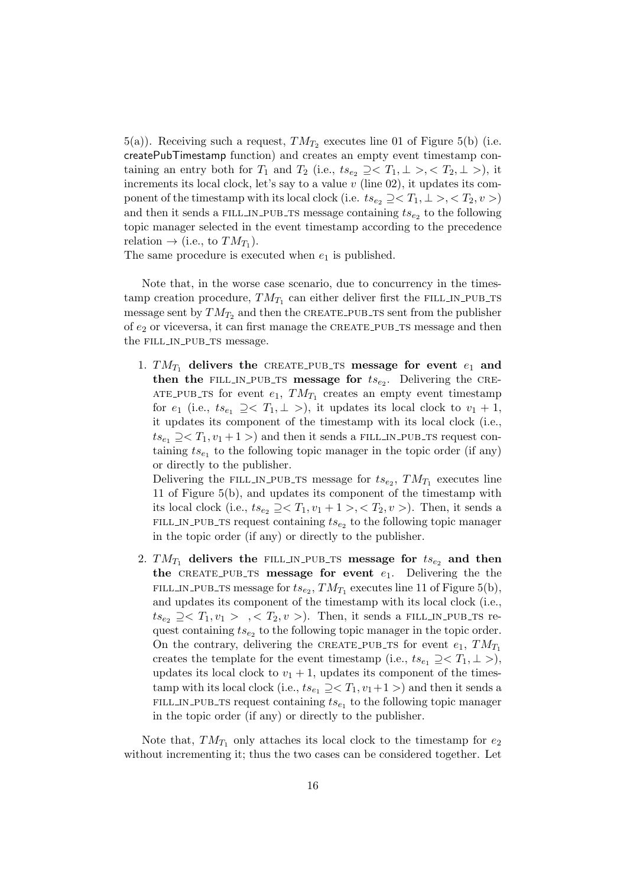5(a)). Receiving such a request, $TM_{T_2}$ executes line 01 of Figure 5(b) (i.e. createPubTimestamp function) and creates an empty event timestamp containing an entry both for $T_1$ and $T_2$ (i.e., $ts_{e_2} \supseteq <T_1, \perp>, <T_2, \perp>$), it increments its local clock, let's say to a value $v$ (line 02), it updates its component of the timestamp with its local clock (i.e. $ts_{e_2} \supseteq <T_1, \perp>, <T_2, v>$) and then it sends a FILL_IN_PUB_TS message containing $ts_{e_2}$ to the following topic manager selected in the event timestamp according to the precedence relation $\rightarrow$ (i.e., to $TM_{T_1}$).
The same procedure is executed when $e_1$ is published.

Note that, in the worse case scenario, due to concurrency in the timestamp creation procedure, $TM_{T_1}$ can either deliver first the FILL_IN_PUB_TS message sent by $TM_{T_2}$ and then the CREATE_PUB_TS sent from the publisher of $e_2$ or viceversa, it can first manage the CREATE_PUB_TS message and then the FILL_IN_PUB_TS message.

1. **$TM_{T_1}$ delivers the CREATE_PUB_TS message for event $e_1$ and then the FILL_IN_PUB_TS message for $ts_{e_2}$.** Delivering the CREATE_PUB_TS for event $e_1$, $TM_{T_1}$ creates an empty event timestamp for $e_1$ (i.e., $ts_{e_1} \supseteq <T_1, \perp>$), it updates its local clock to $v_1 + 1$, it updates its component of the timestamp with its local clock (i.e., $ts_{e_1} \supseteq <T_1, v_1 + 1>$) and then it sends a FILL_IN_PUB_TS request containing $ts_{e_1}$ to the following topic manager in the topic order (if any) or directly to the publisher.
   Delivering the FILL_IN_PUB_TS message for $ts_{e_2}$, $TM_{T_1}$ executes line 11 of Figure 5(b), and updates its component of the timestamp with its local clock (i.e., $ts_{e_2} \supseteq <T_1, v_1 + 1>, <T_2, v>$). Then, it sends a FILL_IN_PUB_TS request containing $ts_{e_2}$ to the following topic manager in the topic order (if any) or directly to the publisher.

2. **$TM_{T_1}$ delivers the FILL_IN_PUB_TS message for $ts_{e_2}$ and then the CREATE_PUB_TS message for event $e_1$.** Delivering the the FILL_IN_PUB_TS message for $ts_{e_2}$, $TM_{T_1}$ executes line 11 of Figure 5(b), and updates its component of the timestamp with its local clock (i.e., $ts_{e_2} \supseteq <T_1, v_1>, <T_2, v>$). Then, it sends a FILL_IN_PUB_TS request containing $ts_{e_2}$ to the following topic manager in the topic order. On the contrary, delivering the CREATE_PUB_TS for event $e_1$, $TM_{T_1}$ creates the template for the event timestamp (i.e., $ts_{e_1} \supseteq <T_1, \perp>$), updates its local clock to $v_1 + 1$, updates its component of the timestamp with its local clock (i.e., $ts_{e_1} \supseteq <T_1, v_1 + 1>$) and then it sends a FILL_IN_PUB_TS request containing $ts_{e_1}$ to the following topic manager in the topic order (if any) or directly to the publisher.

Note that, $TM_{T_1}$ only attaches its local clock to the timestamp for $e_2$ without incrementing it; thus the two cases can be considered together. Let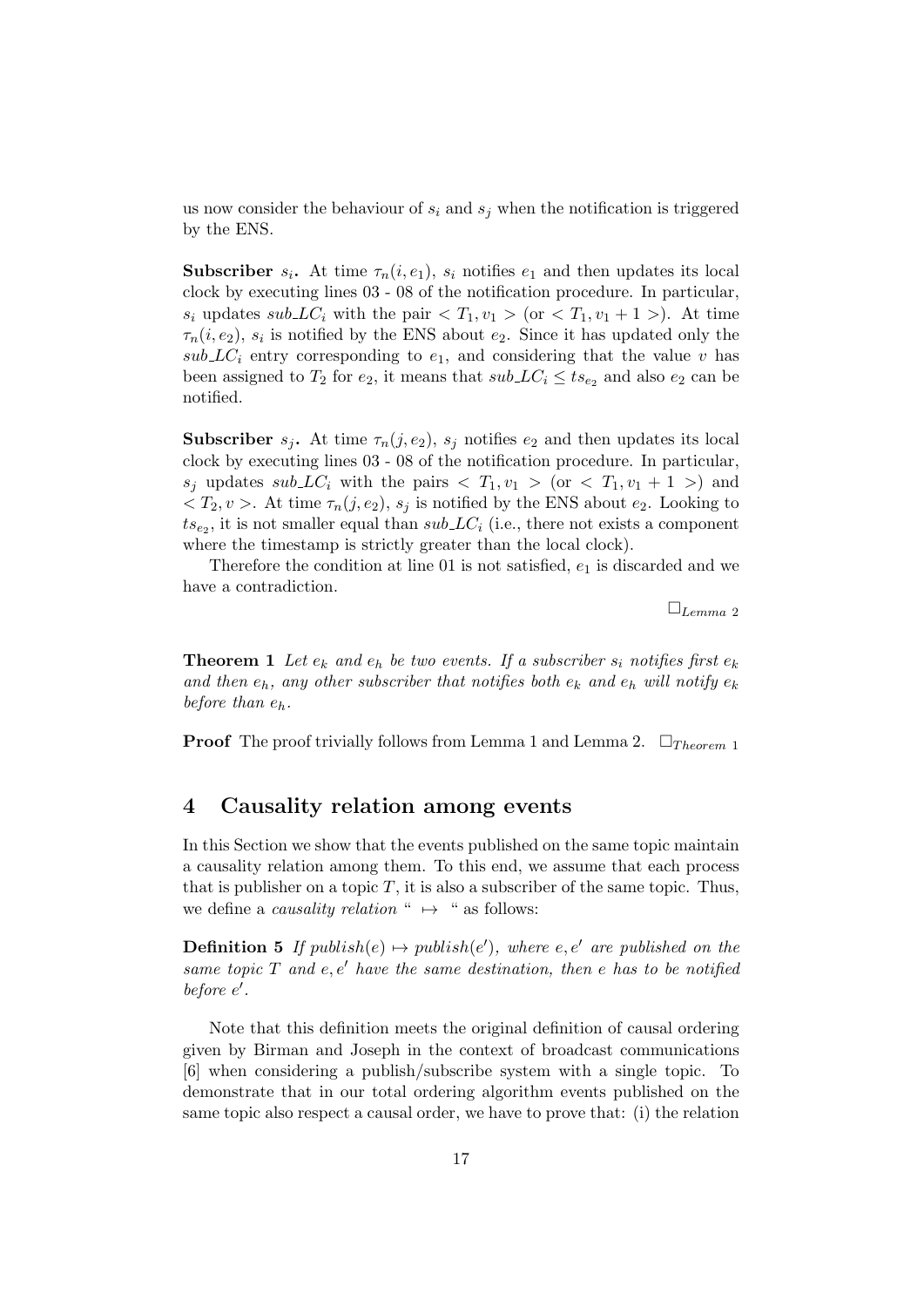us now consider the behaviour of $s_i$ and $s_j$ when the notification is triggered by the ENS.

**Subscriber $s_i$.** At time $\tau_n(i, e_1)$, $s_i$ notifies $e_1$ and then updates its local clock by executing lines 03 - 08 of the notification procedure. In particular, $s_i$ updates $sub\_LC_i$ with the pair $< T_1, v_1 >$ (or $< T_1, v_1 + 1 >$). At time $\tau_n(i, e_2)$, $s_i$ is notified by the ENS about $e_2$. Since it has updated only the $sub\_LC_i$ entry corresponding to $e_1$, and considering that the value $v$ has been assigned to $T_2$ for $e_2$, it means that $sub\_LC_i \leq ts_{e_2}$ and also $e_2$ can be notified.

**Subscriber $s_j$.** At time $\tau_n(j, e_2)$, $s_j$ notifies $e_2$ and then updates its local clock by executing lines 03 - 08 of the notification procedure. In particular, $s_j$ updates $sub\_LC_i$ with the pairs $< T_1, v_1 >$ (or $< T_1, v_1 + 1 >$) and $< T_2, v >$. At time $\tau_n(j, e_2)$, $s_j$ is notified by the ENS about $e_2$. Looking to $ts_{e_2}$, it is not smaller equal than $sub\_LC_i$ (i.e., there not exists a component where the timestamp is strictly greater than the local clock).

Therefore the condition at line 01 is not satisfied, $e_1$ is discarded and we have a contradiction.

$\square_{Lemma\ 2}$

**Theorem 1** *Let $e_k$ and $e_h$ be two events. If a subscriber $s_i$ notifies first $e_k$ and then $e_h$, any other subscriber that notifies both $e_k$ and $e_h$ will notify $e_k$ before than $e_h$.*

**Proof** The proof trivially follows from Lemma 1 and Lemma 2. $\square_{Theorem\ 1}$

## 4 Causality relation among events

In this Section we show that the events published on the same topic maintain a causality relation among them. To this end, we assume that each process that is publisher on a topic $T$, it is also a subscriber of the same topic. Thus, we define a *causality relation* " $\mapsto$ " as follows:

**Definition 5** *If $publish(e) \mapsto publish(e')$, where $e, e'$ are published on the same topic $T$ and $e, e'$ have the same destination, then $e$ has to be notified before $e'$.*

Note that this definition meets the original definition of causal ordering given by Birman and Joseph in the context of broadcast communications [6] when considering a publish/subscribe system with a single topic. To demonstrate that in our total ordering algorithm events published on the same topic also respect a causal order, we have to prove that: (i) the relation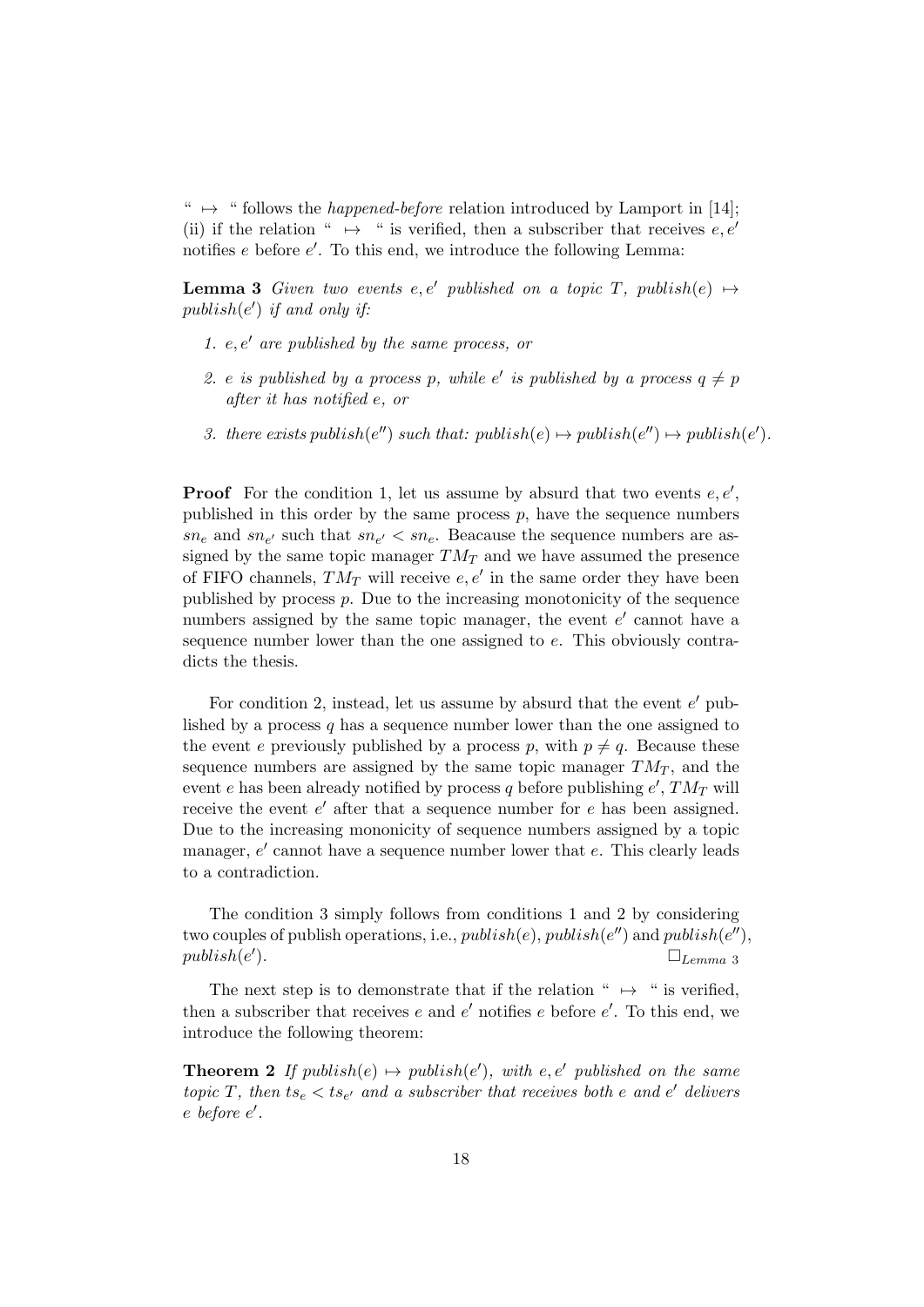" $\mapsto$ " follows the *happened-before* relation introduced by Lamport in [14]; (ii) if the relation " $\mapsto$ " is verified, then a subscriber that receives $e, e'$ notifies $e$ before $e'$. To this end, we introduce the following Lemma:

**Lemma 3** *Given two events $e, e'$ published on a topic $T$, $publish(e) \mapsto publish(e')$ if and only if:*

1. *$e, e'$ are published by the same process, or*
2. *$e$ is published by a process $p$, while $e'$ is published by a process $q \neq p$ after it has notified $e$, or*
3. *there exists $publish(e'')$ such that: $publish(e) \mapsto publish(e'') \mapsto publish(e')$.*

**Proof** For the condition 1, let us assume by absurd that two events $e, e'$, published in this order by the same process $p$, have the sequence numbers $sn_e$ and $sn_{e'}$ such that $sn_{e'} < sn_e$. Beacause the sequence numbers are assigned by the same topic manager $TM_T$ and we have assumed the presence of FIFO channels, $TM_T$ will receive $e, e'$ in the same order they have been published by process $p$. Due to the increasing monotonicity of the sequence numbers assigned by the same topic manager, the event $e'$ cannot have a sequence number lower than the one assigned to $e$. This obviously contradicts the thesis.

For condition 2, instead, let us assume by absurd that the event $e'$ published by a process $q$ has a sequence number lower than the one assigned to the event $e$ previously published by a process $p$, with $p \neq q$. Because these sequence numbers are assigned by the same topic manager $TM_T$, and the event $e$ has been already notified by process $q$ before publishing $e'$, $TM_T$ will receive the event $e'$ after that a sequence number for $e$ has been assigned. Due to the increasing mononicity of sequence numbers assigned by a topic manager, $e'$ cannot have a sequence number lower that $e$. This clearly leads to a contradiction.

The condition 3 simply follows from conditions 1 and 2 by considering two couples of publish operations, i.e., $publish(e), publish(e'')$ and $publish(e''), publish(e')$. $\square_{Lemma\ 3}$

The next step is to demonstrate that if the relation " $\mapsto$ " is verified, then a subscriber that receives $e$ and $e'$ notifies $e$ before $e'$. To this end, we introduce the following theorem:

**Theorem 2** *If $publish(e) \mapsto publish(e')$, with $e, e'$ published on the same topic $T$, then $ts_e < ts_{e'}$ and a subscriber that receives both $e$ and $e'$ delivers $e$ before $e'$.*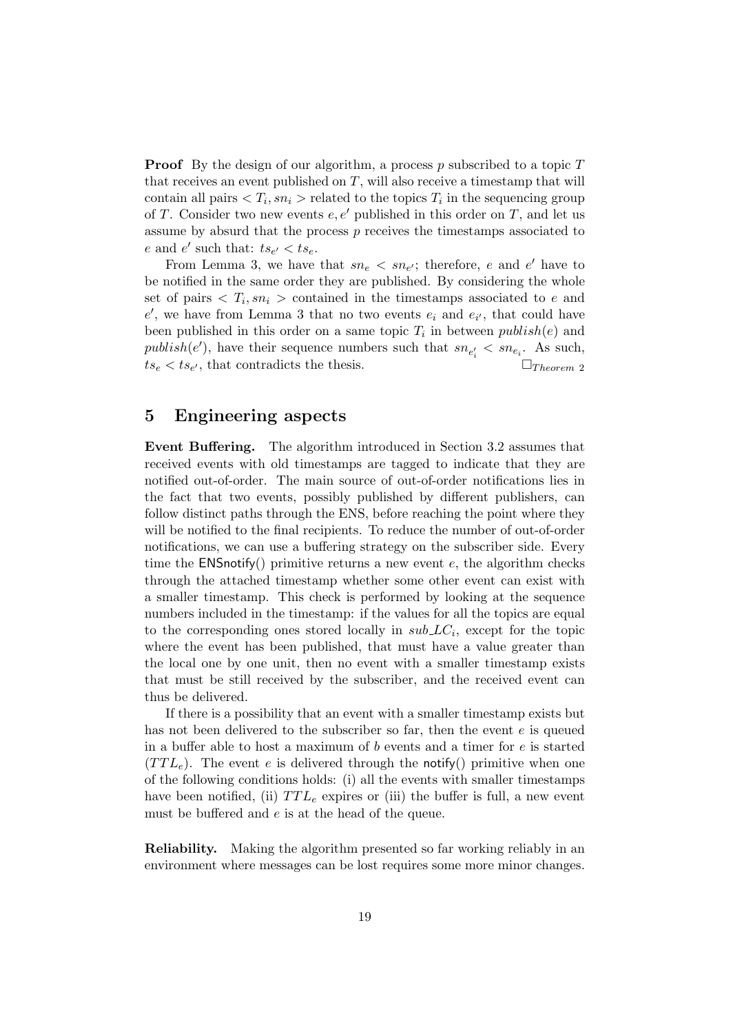**Proof** By the design of our algorithm, a process $p$ subscribed to a topic $T$ that receives an event published on $T$, will also receive a timestamp that will contain all pairs $< T_i, sn_i >$ related to the topics $T_i$ in the sequencing group of $T$. Consider two new events $e, e'$ published in this order on $T$, and let us assume by absurd that the process $p$ receives the timestamps associated to $e$ and $e'$ such that: $ts_{e'} < ts_e$.

From Lemma 3, we have that $sn_e < sn_{e'}$; therefore, $e$ and $e'$ have to be notified in the same order they are published. By considering the whole set of pairs $< T_i, sn_i >$ contained in the timestamps associated to $e$ and $e'$, we have from Lemma 3 that no two events $e_i$ and $e_{i'}$, that could have been published in this order on a same topic $T_i$ in between $publish(e)$ and $publish(e')$, have their sequence numbers such that $sn_{e'_i} < sn_{e_i}$. As such, $ts_e < ts_{e'}$, that contradicts the thesis. $\square_{Theorem\ 2}$

## 5 Engineering aspects

**Event Buffering.** The algorithm introduced in Section 3.2 assumes that received events with old timestamps are tagged to indicate that they are notified out-of-order. The main source of out-of-order notifications lies in the fact that two events, possibly published by different publishers, can follow distinct paths through the ENS, before reaching the point where they will be notified to the final recipients. To reduce the number of out-of-order notifications, we can use a buffering strategy on the subscriber side. Every time the ENSnotify() primitive returns a new event $e$, the algorithm checks through the attached timestamp whether some other event can exist with a smaller timestamp. This check is performed by looking at the sequence numbers included in the timestamp: if the values for all the topics are equal to the corresponding ones stored locally in $sub\_LC_i$, except for the topic where the event has been published, that must have a value greater than the local one by one unit, then no event with a smaller timestamp exists that must be still received by the subscriber, and the received event can thus be delivered.

If there is a possibility that an event with a smaller timestamp exists but has not been delivered to the subscriber so far, then the event $e$ is queued in a buffer able to host a maximum of $b$ events and a timer for $e$ is started ($TTL_e$). The event $e$ is delivered through the notify() primitive when one of the following conditions holds: (i) all the events with smaller timestamps have been notified, (ii) $TTL_e$ expires or (iii) the buffer is full, a new event must be buffered and $e$ is at the head of the queue.

**Reliability.** Making the algorithm presented so far working reliably in an environment where messages can be lost requires some more minor changes.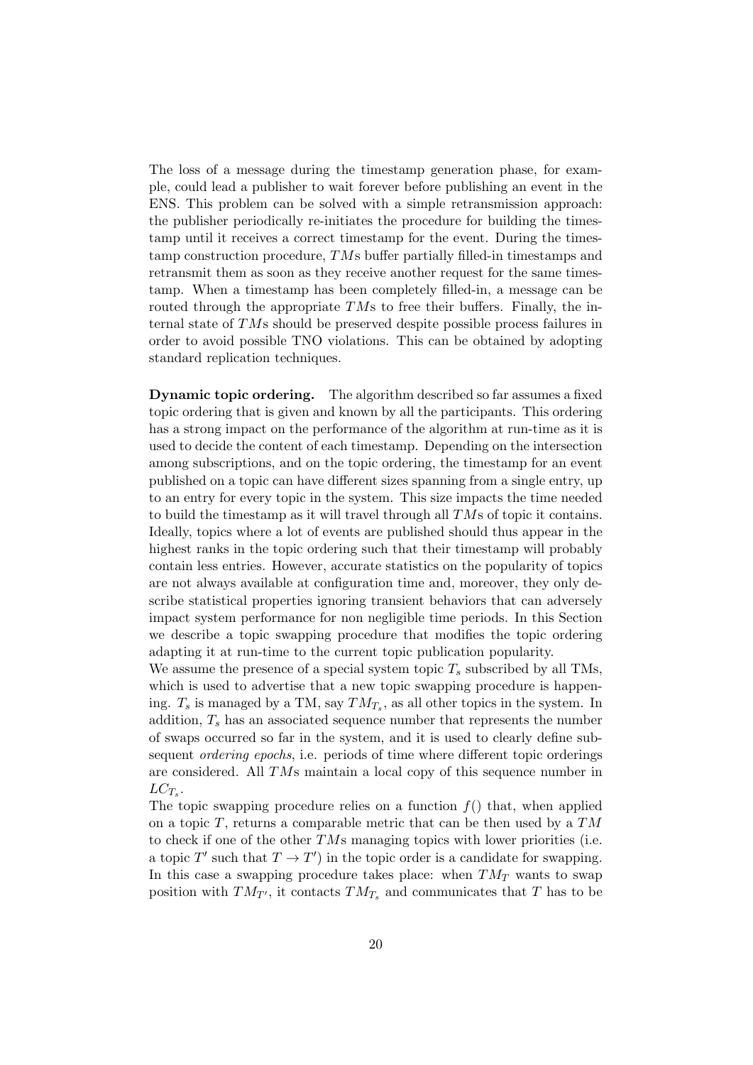The loss of a message during the timestamp generation phase, for example, could lead a publisher to wait forever before publishing an event in the ENS. This problem can be solved with a simple retransmission approach: the publisher periodically re-initiates the procedure for building the timestamp until it receives a correct timestamp for the event. During the timestamp construction procedure, $TM$s buffer partially filled-in timestamps and retransmit them as soon as they receive another request for the same timestamp. When a timestamp has been completely filled-in, a message can be routed through the appropriate $TM$s to free their buffers. Finally, the internal state of $TM$s should be preserved despite possible process failures in order to avoid possible TNO violations. This can be obtained by adopting standard replication techniques.

**Dynamic topic ordering.** The algorithm described so far assumes a fixed topic ordering that is given and known by all the participants. This ordering has a strong impact on the performance of the algorithm at run-time as it is used to decide the content of each timestamp. Depending on the intersection among subscriptions, and on the topic ordering, the timestamp for an event published on a topic can have different sizes spanning from a single entry, up to an entry for every topic in the system. This size impacts the time needed to build the timestamp as it will travel through all $TM$s of topic it contains. Ideally, topics where a lot of events are published should thus appear in the highest ranks in the topic ordering such that their timestamp will probably contain less entries. However, accurate statistics on the popularity of topics are not always available at configuration time and, moreover, they only describe statistical properties ignoring transient behaviors that can adversely impact system performance for non negligible time periods. In this Section we describe a topic swapping procedure that modifies the topic ordering adapting it at run-time to the current topic publication popularity.

We assume the presence of a special system topic $T_s$ subscribed by all TMs, which is used to advertise that a new topic swapping procedure is happening. $T_s$ is managed by a TM, say $TM_{T_s}$, as all other topics in the system. In addition, $T_s$ has an associated sequence number that represents the number of swaps occurred so far in the system, and it is used to clearly define subsequent *ordering epochs*, i.e. periods of time where different topic orderings are considered. All $TM$s maintain a local copy of this sequence number in $LC_{T_s}$.

The topic swapping procedure relies on a function $f()$ that, when applied on a topic $T$, returns a comparable metric that can be then used by a $TM$ to check if one of the other $TM$s managing topics with lower priorities (i.e. a topic $T'$ such that $T \to T'$) in the topic order is a candidate for swapping. In this case a swapping procedure takes place: when $TM_T$ wants to swap position with $TM_{T'}$, it contacts $TM_{T_s}$ and communicates that $T$ has to be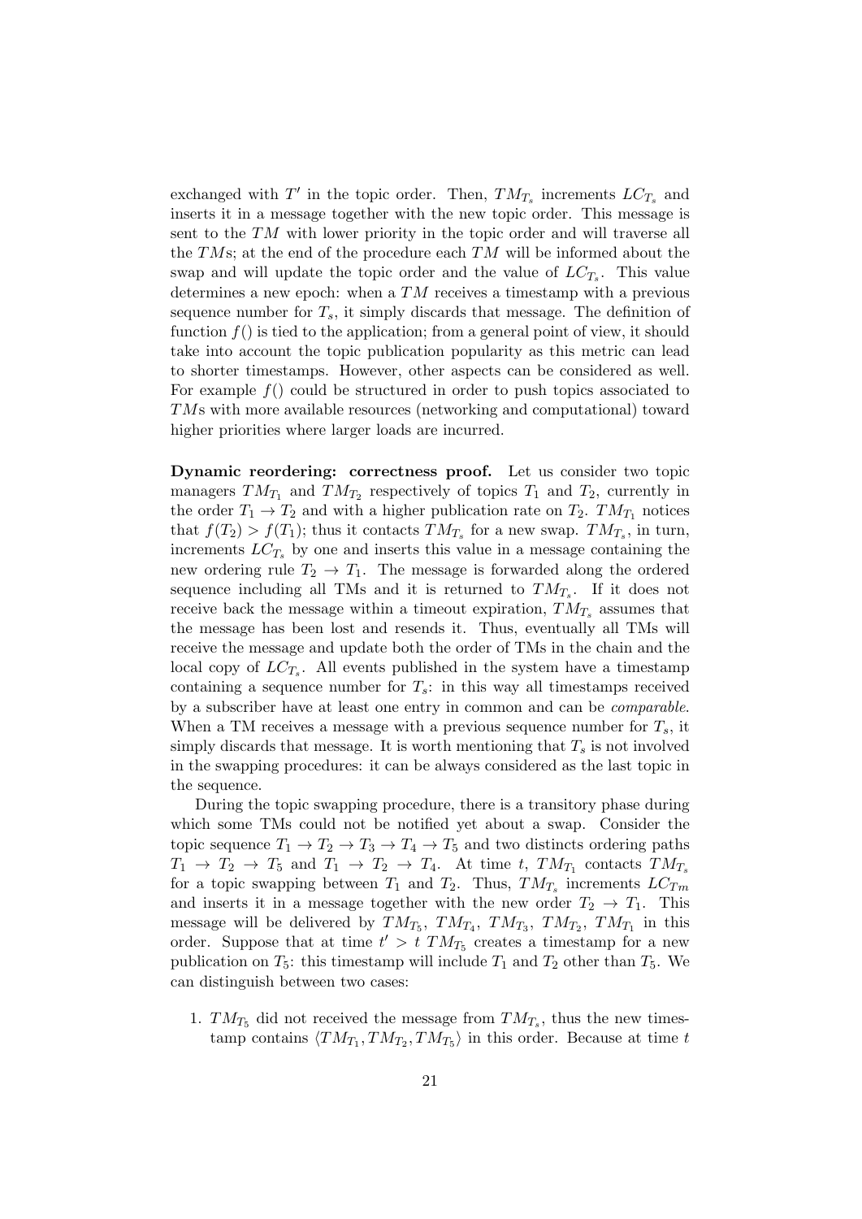exchanged with $T'$ in the topic order. Then, $TM_{T_s}$ increments $LC_{T_s}$ and inserts it in a message together with the new topic order. This message is sent to the $TM$ with lower priority in the topic order and will traverse all the $TM$s; at the end of the procedure each $TM$ will be informed about the swap and will update the topic order and the value of $LC_{T_s}$. This value determines a new epoch: when a $TM$ receives a timestamp with a previous sequence number for $T_s$, it simply discards that message. The definition of function $f()$ is tied to the application; from a general point of view, it should take into account the topic publication popularity as this metric can lead to shorter timestamps. However, other aspects can be considered as well. For example $f()$ could be structured in order to push topics associated to $TM$s with more available resources (networking and computational) toward higher priorities where larger loads are incurred.

**Dynamic reordering: correctness proof.** Let us consider two topic managers $TM_{T_1}$ and $TM_{T_2}$ respectively of topics $T_1$ and $T_2$, currently in the order $T_1 \rightarrow T_2$ and with a higher publication rate on $T_2$. $TM_{T_1}$ notices that $f(T_2) > f(T_1)$; thus it contacts $TM_{T_s}$ for a new swap. $TM_{T_s}$, in turn, increments $LC_{T_s}$ by one and inserts this value in a message containing the new ordering rule $T_2 \rightarrow T_1$. The message is forwarded along the ordered sequence including all TMs and it is returned to $TM_{T_s}$. If it does not receive back the message within a timeout expiration, $TM_{T_s}$ assumes that the message has been lost and resends it. Thus, eventually all TMs will receive the message and update both the order of TMs in the chain and the local copy of $LC_{T_s}$. All events published in the system have a timestamp containing a sequence number for $T_s$: in this way all timestamps received by a subscriber have at least one entry in common and can be *comparable*. When a TM receives a message with a previous sequence number for $T_s$, it simply discards that message. It is worth mentioning that $T_s$ is not involved in the swapping procedures: it can be always considered as the last topic in the sequence.

During the topic swapping procedure, there is a transitory phase during which some TMs could not be notified yet about a swap. Consider the topic sequence $T_1 \rightarrow T_2 \rightarrow T_3 \rightarrow T_4 \rightarrow T_5$ and two distincts ordering paths $T_1 \rightarrow T_2 \rightarrow T_5$ and $T_1 \rightarrow T_2 \rightarrow T_4$. At time $t$, $TM_{T_1}$ contacts $TM_{T_s}$ for a topic swapping between $T_1$ and $T_2$. Thus, $TM_{T_s}$ increments $LC_{Tm}$ and inserts it in a message together with the new order $T_2 \rightarrow T_1$. This message will be delivered by $TM_{T_5}$, $TM_{T_4}$, $TM_{T_3}$, $TM_{T_2}$, $TM_{T_1}$ in this order. Suppose that at time $t' > t$ $TM_{T_5}$ creates a timestamp for a new publication on $T_5$: this timestamp will include $T_1$ and $T_2$ other than $T_5$. We can distinguish between two cases:

1. $TM_{T_5}$ did not received the message from $TM_{T_s}$, thus the new timestamp contains $\langle TM_{T_1}, TM_{T_2}, TM_{T_5} \rangle$ in this order. Because at time $t$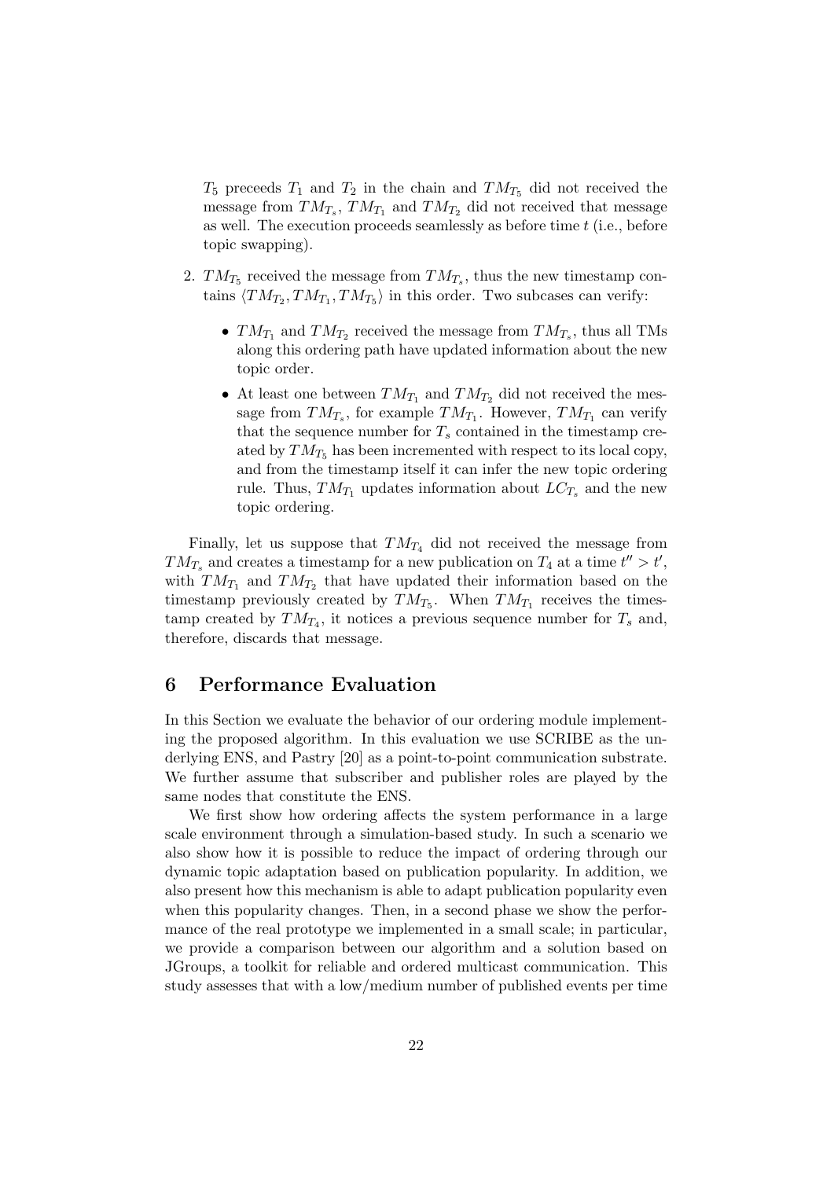$T_5$ preceeds $T_1$ and $T_2$ in the chain and $TM_{T_5}$ did not received the message from $TM_{T_s}$, $TM_{T_1}$ and $TM_{T_2}$ did not received that message as well. The execution proceeds seamlessly as before time $t$ (i.e., before topic swapping).

2. $TM_{T_5}$ received the message from $TM_{T_s}$, thus the new timestamp contains $\langle TM_{T_2}, TM_{T_1}, TM_{T_5} \rangle$ in this order. Two subcases can verify:

   - $TM_{T_1}$ and $TM_{T_2}$ received the message from $TM_{T_s}$, thus all TMs along this ordering path have updated information about the new topic order.
   - At least one between $TM_{T_1}$ and $TM_{T_2}$ did not received the message from $TM_{T_s}$, for example $TM_{T_1}$. However, $TM_{T_1}$ can verify that the sequence number for $T_s$ contained in the timestamp created by $TM_{T_5}$ has been incremented with respect to its local copy, and from the timestamp itself it can infer the new topic ordering rule. Thus, $TM_{T_1}$ updates information about $LC_{T_s}$ and the new topic ordering.

Finally, let us suppose that $TM_{T_4}$ did not received the message from $TM_{T_s}$ and creates a timestamp for a new publication on $T_4$ at a time $t'' > t'$, with $TM_{T_1}$ and $TM_{T_2}$ that have updated their information based on the timestamp previously created by $TM_{T_5}$. When $TM_{T_1}$ receives the timestamp created by $TM_{T_4}$, it notices a previous sequence number for $T_s$ and, therefore, discards that message.

## 6 Performance Evaluation

In this Section we evaluate the behavior of our ordering module implementing the proposed algorithm. In this evaluation we use SCRIBE as the underlying ENS, and Pastry [20] as a point-to-point communication substrate. We further assume that subscriber and publisher roles are played by the same nodes that constitute the ENS.

We first show how ordering affects the system performance in a large scale environment through a simulation-based study. In such a scenario we also show how it is possible to reduce the impact of ordering through our dynamic topic adaptation based on publication popularity. In addition, we also present how this mechanism is able to adapt publication popularity even when this popularity changes. Then, in a second phase we show the performance of the real prototype we implemented in a small scale; in particular, we provide a comparison between our algorithm and a solution based on JGroups, a toolkit for reliable and ordered multicast communication. This study assesses that with a low/medium number of published events per time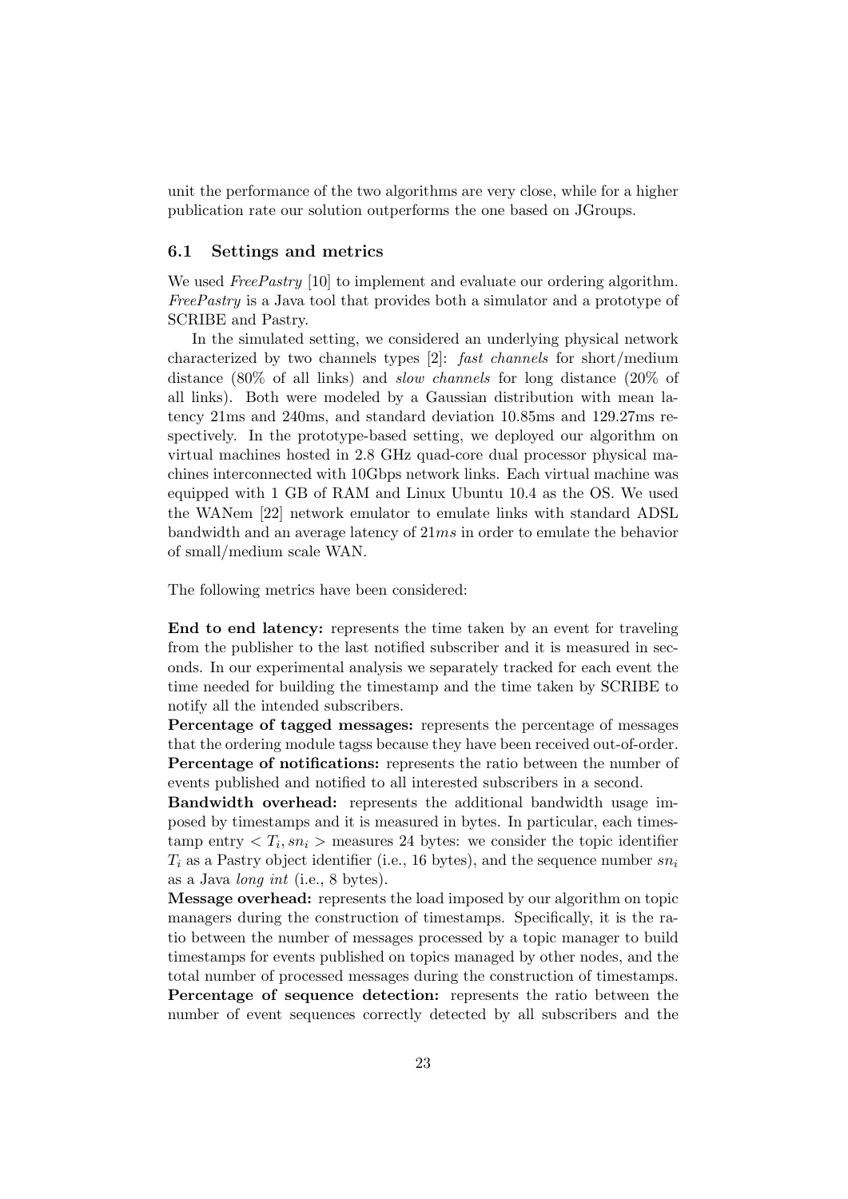unit the performance of the two algorithms are very close, while for a higher publication rate our solution outperforms the one based on JGroups.

### 6.1 Settings and metrics

We used *FreePastry* [10] to implement and evaluate our ordering algorithm. *FreePastry* is a Java tool that provides both a simulator and a prototype of SCRIBE and Pastry.

In the simulated setting, we considered an underlying physical network characterized by two channels types [2]: *fast channels* for short/medium distance (80% of all links) and *slow channels* for long distance (20% of all links). Both were modeled by a Gaussian distribution with mean latency 21ms and 240ms, and standard deviation 10.85ms and 129.27ms respectively. In the prototype-based setting, we deployed our algorithm on virtual machines hosted in 2.8 GHz quad-core dual processor physical machines interconnected with 10Gbps network links. Each virtual machine was equipped with 1 GB of RAM and Linux Ubuntu 10.4 as the OS. We used the WANem [22] network emulator to emulate links with standard ADSL bandwidth and an average latency of $21ms$ in order to emulate the behavior of small/medium scale WAN.

The following metrics have been considered:

**End to end latency:** represents the time taken by an event for traveling from the publisher to the last notified subscriber and it is measured in seconds. In our experimental analysis we separately tracked for each event the time needed for building the timestamp and the time taken by SCRIBE to notify all the intended subscribers.
**Percentage of tagged messages:** represents the percentage of messages that the ordering module tagss because they have been received out-of-order.
**Percentage of notifications:** represents the ratio between the number of events published and notified to all interested subscribers in a second.
**Bandwidth overhead:** represents the additional bandwidth usage imposed by timestamps and it is measured in bytes. In particular, each timestamp entry $< T_i, sn_i >$ measures 24 bytes: we consider the topic identifier $T_i$ as a Pastry object identifier (i.e., 16 bytes), and the sequence number $sn_i$ as a Java *long int* (i.e., 8 bytes).
**Message overhead:** represents the load imposed by our algorithm on topic managers during the construction of timestamps. Specifically, it is the ratio between the number of messages processed by a topic manager to build timestamps for events published on topics managed by other nodes, and the total number of processed messages during the construction of timestamps.
**Percentage of sequence detection:** represents the ratio between the number of event sequences correctly detected by all subscribers and the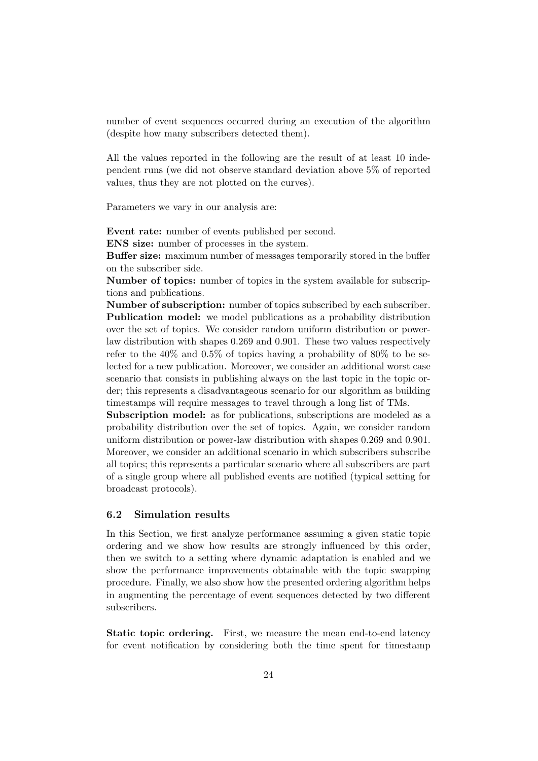number of event sequences occurred during an execution of the algorithm (despite how many subscribers detected them).

All the values reported in the following are the result of at least 10 independent runs (we did not observe standard deviation above 5% of reported values, thus they are not plotted on the curves).

Parameters we vary in our analysis are:

**Event rate:** number of events published per second.

**ENS size:** number of processes in the system.

**Buffer size:** maximum number of messages temporarily stored in the buffer on the subscriber side.

**Number of topics:** number of topics in the system available for subscriptions and publications.

**Number of subscription:** number of topics subscribed by each subscriber.

**Publication model:** we model publications as a probability distribution over the set of topics. We consider random uniform distribution or power-law distribution with shapes 0.269 and 0.901. These two values respectively refer to the 40% and 0.5% of topics having a probability of 80% to be selected for a new publication. Moreover, we consider an additional worst case scenario that consists in publishing always on the last topic in the topic order; this represents a disadvantageous scenario for our algorithm as building timestamps will require messages to travel through a long list of TMs.

**Subscription model:** as for publications, subscriptions are modeled as a probability distribution over the set of topics. Again, we consider random uniform distribution or power-law distribution with shapes 0.269 and 0.901. Moreover, we consider an additional scenario in which subscribers subscribe all topics; this represents a particular scenario where all subscribers are part of a single group where all published events are notified (typical setting for broadcast protocols).

### 6.2 Simulation results

In this Section, we first analyze performance assuming a given static topic ordering and we show how results are strongly influenced by this order, then we switch to a setting where dynamic adaptation is enabled and we show the performance improvements obtainable with the topic swapping procedure. Finally, we also show how the presented ordering algorithm helps in augmenting the percentage of event sequences detected by two different subscribers.

**Static topic ordering.** First, we measure the mean end-to-end latency for event notification by considering both the time spent for timestamp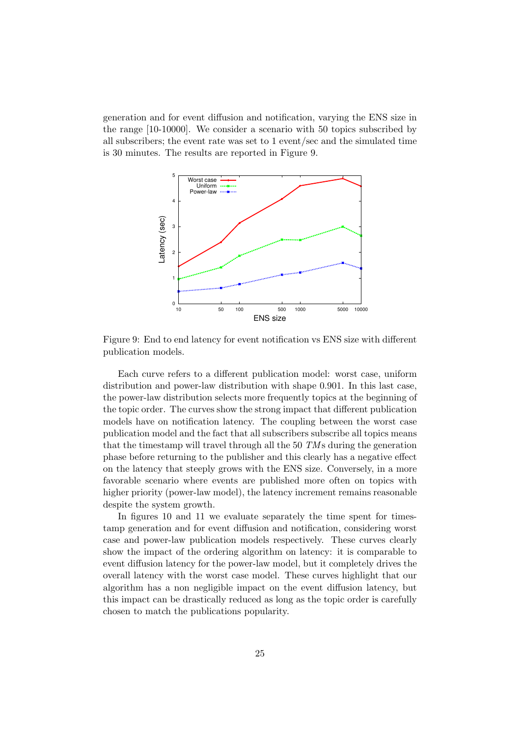generation and for event diffusion and notification, varying the ENS size in the range [10-10000]. We consider a scenario with 50 topics subscribed by all subscribers; the event rate was set to 1 event/sec and the simulated time is 30 minutes. The results are reported in Figure 9.

Worst case
Uniform
Power-law

Latency (sec)

0
1
2
3
4
5

10
50
100
500
1000
5000
10000

ENS size

Figure 9: End to end latency for event notification vs ENS size with different publication models.

Each curve refers to a different publication model: worst case, uniform distribution and power-law distribution with shape 0.901. In this last case, the power-law distribution selects more frequently topics at the beginning of the topic order. The curves show the strong impact that different publication models have on notification latency. The coupling between the worst case publication model and the fact that all subscribers subscribe all topics means that the timestamp will travel through all the 50 $TM$s during the generation phase before returning to the publisher and this clearly has a negative effect on the latency that steeply grows with the ENS size. Conversely, in a more favorable scenario where events are published more often on topics with higher priority (power-law model), the latency increment remains reasonable despite the system growth.

In figures 10 and 11 we evaluate separately the time spent for timestamp generation and for event diffusion and notification, considering worst case and power-law publication models respectively. These curves clearly show the impact of the ordering algorithm on latency: it is comparable to event diffusion latency for the power-law model, but it completely drives the overall latency with the worst case model. These curves highlight that our algorithm has a non negligible impact on the event diffusion latency, but this impact can be drastically reduced as long as the topic order is carefully chosen to match the publications popularity.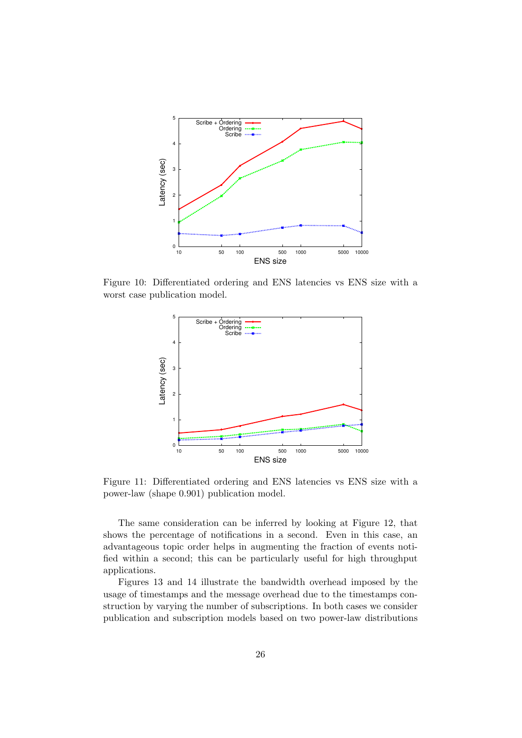Figure 10: Differentiated ordering and ENS latencies vs ENS size with a worst case publication model.

Figure 11: Differentiated ordering and ENS latencies vs ENS size with a power-law (shape 0.901) publication model.

The same consideration can be inferred by looking at Figure 12, that shows the percentage of notifications in a second. Even in this case, an advantageous topic order helps in augmenting the fraction of events notified within a second; this can be particularly useful for high throughput applications.

Figures 13 and 14 illustrate the bandwidth overhead imposed by the usage of timestamps and the message overhead due to the timestamps construction by varying the number of subscriptions. In both cases we consider publication and subscription models based on two power-law distributions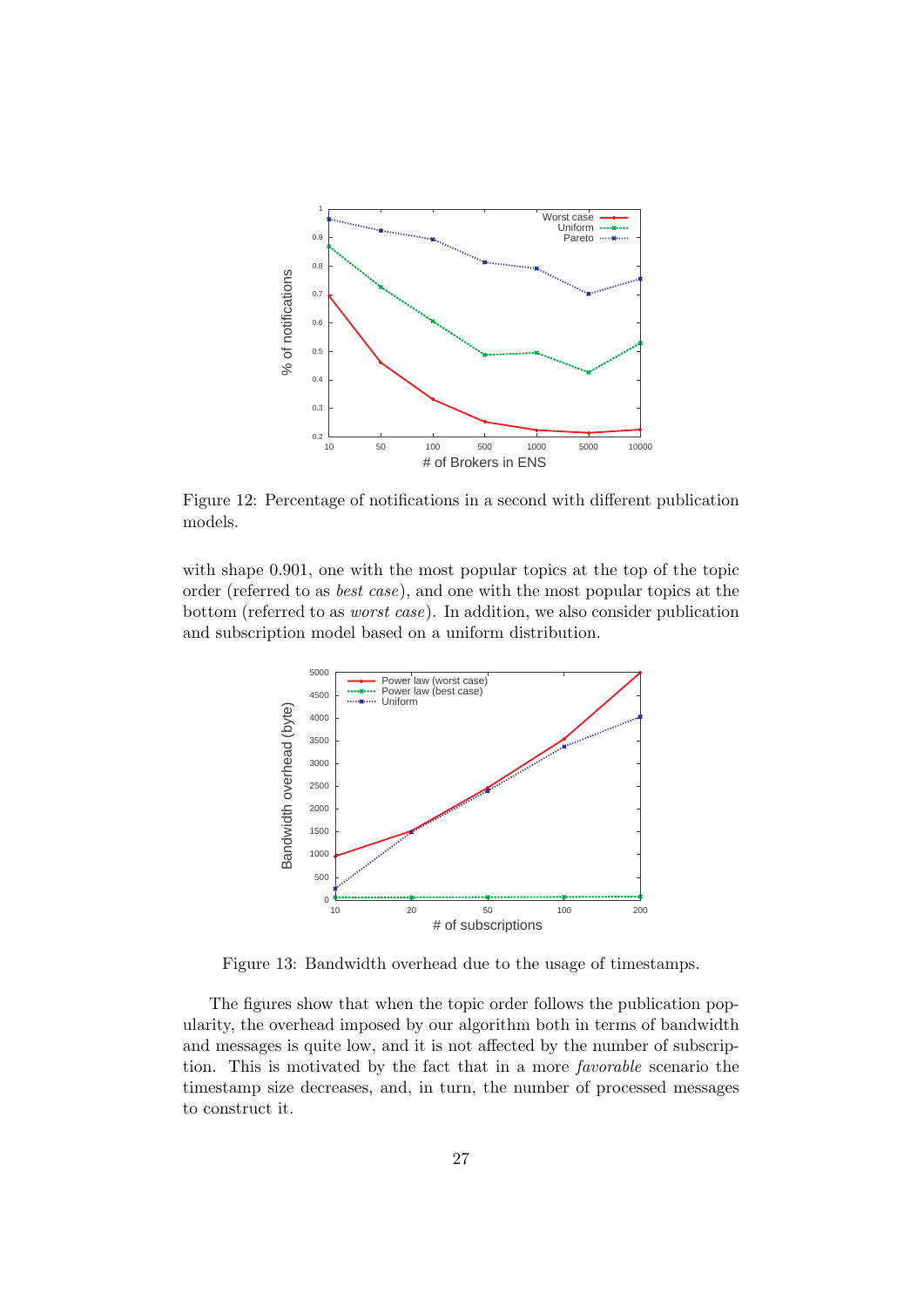% of notifications

1
0.9
0.8
0.7
0.6
0.5
0.4
0.3
0.2

10 50 100 500 1000 5000 10000

# of Brokers in ENS

Worst case
Uniform
Pareto

Figure 12: Percentage of notifications in a second with different publication models.

with shape 0.901, one with the most popular topics at the top of the topic order (referred to as *best case*), and one with the most popular topics at the bottom (referred to as *worst case*). In addition, we also consider publication and subscription model based on a uniform distribution.

Bandwidth overhead (byte)

5000
4500
4000
3500
3000
2500
2000
1500
1000
500
0

10 20 50 100 200

# of subscriptions

Power law (worst case)
Power law (best case)
Uniform

Figure 13: Bandwidth overhead due to the usage of timestamps.

The figures show that when the topic order follows the publication popularity, the overhead imposed by our algorithm both in terms of bandwidth and messages is quite low, and it is not affected by the number of subscription. This is motivated by the fact that in a more *favorable* scenario the timestamp size decreases, and, in turn, the number of processed messages to construct it.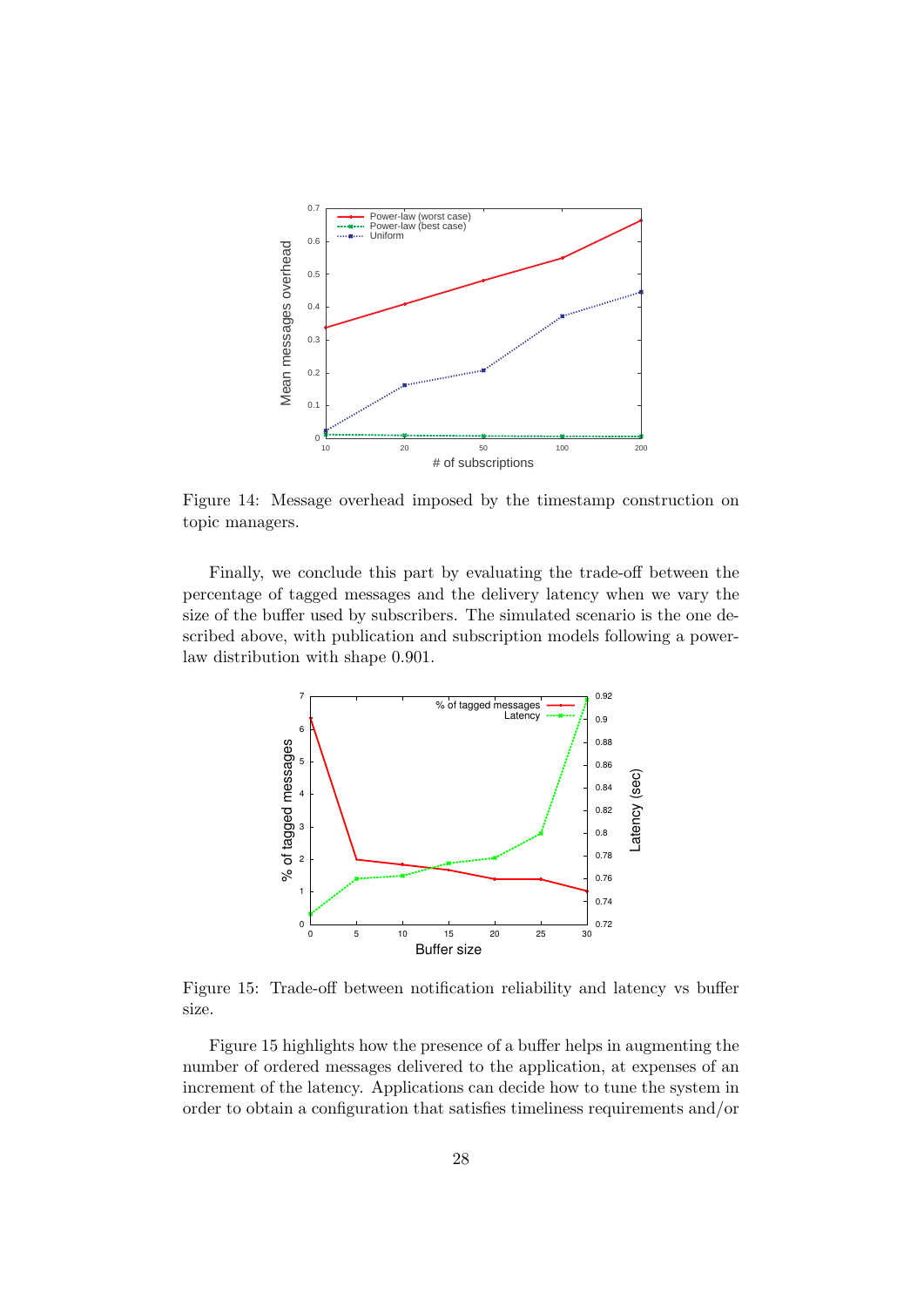0.7
0.6
0.5
0.4
0.3
0.2
0.1
0
10
20
50
100
200
Mean messages overhead
# of subscriptions
Power-law (worst case)
Power-law (best case)
Uniform

Figure 14: Message overhead imposed by the timestamp construction on topic managers.

Finally, we conclude this part by evaluating the trade-off between the percentage of tagged messages and the delivery latency when we vary the size of the buffer used by subscribers. The simulated scenario is the one described above, with publication and subscription models following a power-law distribution with shape 0.901.

7
6
5
4
3
2
1
0
0
5
10
15
20
25
30
0.92
0.9
0.88
0.86
0.84
0.82
0.8
0.78
0.76
0.74
0.72
% of tagged messages
Latency (sec)
Buffer size
% of tagged messages
Latency

Figure 15: Trade-off between notification reliability and latency vs buffer size.

Figure 15 highlights how the presence of a buffer helps in augmenting the number of ordered messages delivered to the application, at expenses of an increment of the latency. Applications can decide how to tune the system in order to obtain a configuration that satisfies timeliness requirements and/or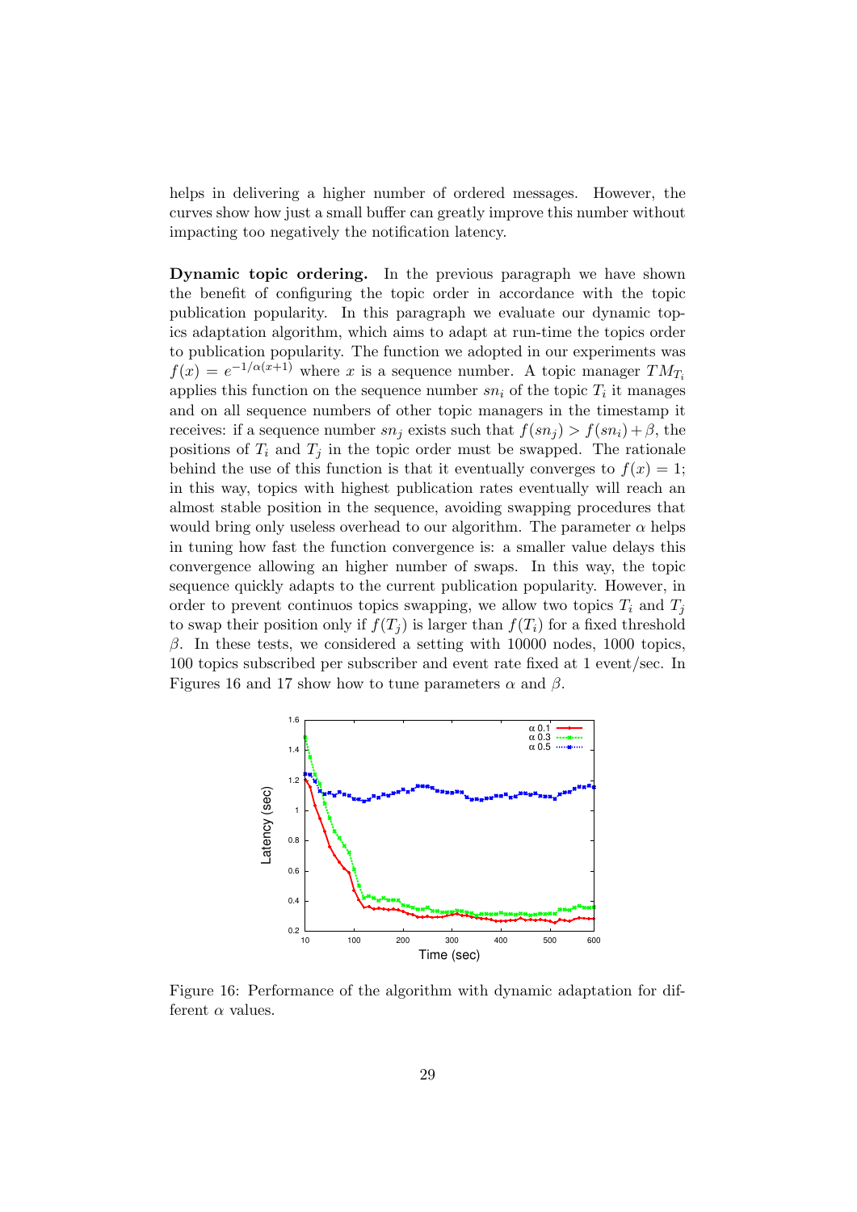helps in delivering a higher number of ordered messages. However, the curves show how just a small buffer can greatly improve this number without impacting too negatively the notification latency.

**Dynamic topic ordering.** In the previous paragraph we have shown the benefit of configuring the topic order in accordance with the topic publication popularity. In this paragraph we evaluate our dynamic topics adaptation algorithm, which aims to adapt at run-time the topics order to publication popularity. The function we adopted in our experiments was $f(x) = e^{-1/\alpha(x+1)}$ where $x$ is a sequence number. A topic manager $TM_{T_i}$ applies this function on the sequence number $sn_i$ of the topic $T_i$ it manages and on all sequence numbers of other topic managers in the timestamp it receives: if a sequence number $sn_j$ exists such that $f(sn_j) > f(sn_i) + \beta$, the positions of $T_i$ and $T_j$ in the topic order must be swapped. The rationale behind the use of this function is that it eventually converges to $f(x) = 1$; in this way, topics with highest publication rates eventually will reach an almost stable position in the sequence, avoiding swapping procedures that would bring only useless overhead to our algorithm. The parameter $\alpha$ helps in tuning how fast the function convergence is: a smaller value delays this convergence allowing an higher number of swaps. In this way, the topic sequence quickly adapts to the current publication popularity. However, in order to prevent continuos topics swapping, we allow two topics $T_i$ and $T_j$ to swap their position only if $f(T_j)$ is larger than $f(T_i)$ for a fixed threshold $\beta$. In these tests, we considered a setting with 10000 nodes, 1000 topics, 100 topics subscribed per subscriber and event rate fixed at 1 event/sec. In Figures 16 and 17 show how to tune parameters $\alpha$ and $\beta$.

Figure 16: Performance of the algorithm with dynamic adaptation for different $\alpha$ values.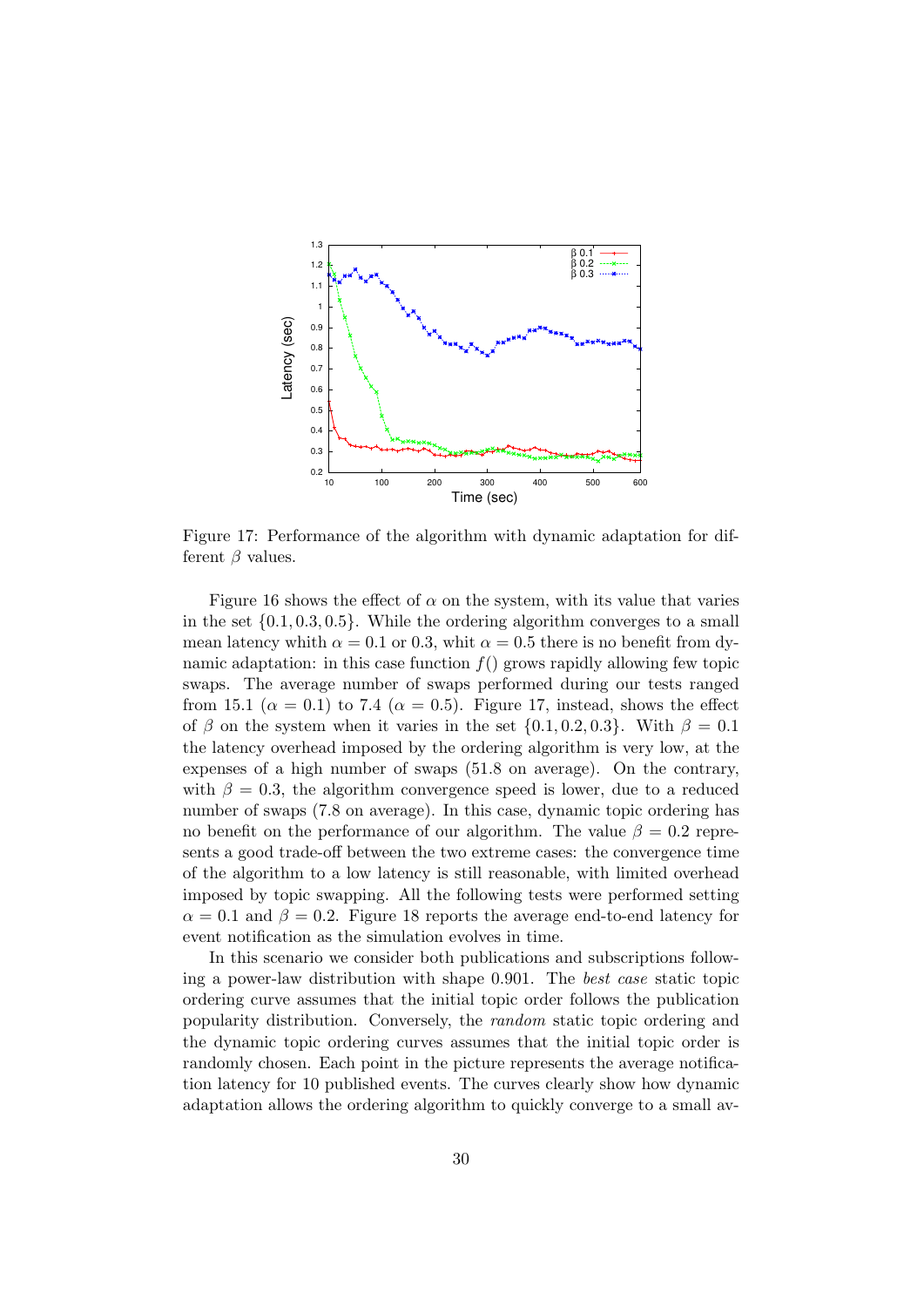Latency (sec)

1.3
1.2
1.1
1
0.9
0.8
0.7
0.6
0.5
0.4
0.3
0.2

10 100 200 300 400 500 600

Time (sec)

β 0.1
β 0.2
β 0.3

Figure 17: Performance of the algorithm with dynamic adaptation for different $\beta$ values.

Figure 16 shows the effect of $\alpha$ on the system, with its value that varies in the set $\{0.1, 0.3, 0.5\}$. While the ordering algorithm converges to a small mean latency whith $\alpha = 0.1$ or 0.3, whit $\alpha = 0.5$ there is no benefit from dynamic adaptation: in this case function $f()$ grows rapidly allowing few topic swaps. The average number of swaps performed during our tests ranged from 15.1 ($\alpha = 0.1$) to 7.4 ($\alpha = 0.5$). Figure 17, instead, shows the effect of $\beta$ on the system when it varies in the set $\{0.1, 0.2, 0.3\}$. With $\beta = 0.1$ the latency overhead imposed by the ordering algorithm is very low, at the expenses of a high number of swaps (51.8 on average). On the contrary, with $\beta = 0.3$, the algorithm convergence speed is lower, due to a reduced number of swaps (7.8 on average). In this case, dynamic topic ordering has no benefit on the performance of our algorithm. The value $\beta = 0.2$ represents a good trade-off between the two extreme cases: the convergence time of the algorithm to a low latency is still reasonable, with limited overhead imposed by topic swapping. All the following tests were performed setting $\alpha = 0.1$ and $\beta = 0.2$. Figure 18 reports the average end-to-end latency for event notification as the simulation evolves in time.

In this scenario we consider both publications and subscriptions following a power-law distribution with shape 0.901. The *best case* static topic ordering curve assumes that the initial topic order follows the publication popularity distribution. Conversely, the *random* static topic ordering and the dynamic topic ordering curves assumes that the initial topic order is randomly chosen. Each point in the picture represents the average notification latency for 10 published events. The curves clearly show how dynamic adaptation allows the ordering algorithm to quickly converge to a small av-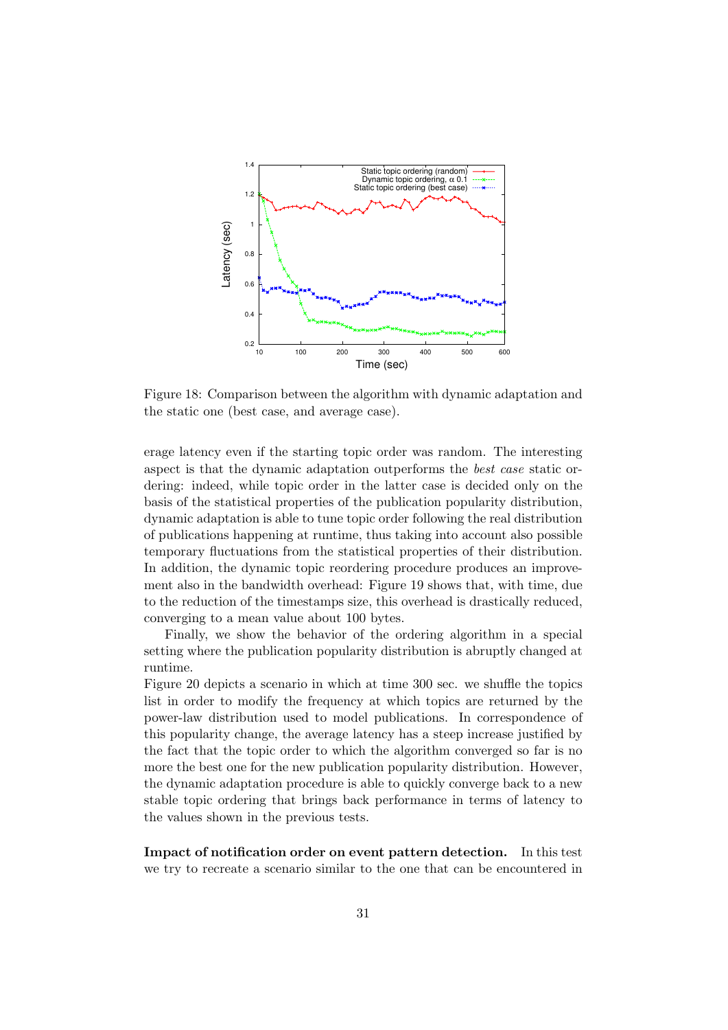Latency (sec)

1.4
1.2
1
0.8
0.6
0.4
0.2

10 100 200 300 400 500 600

Time (sec)

Static topic ordering (random)
Dynamic topic ordering, α 0.1
Static topic ordering (best case)

Figure 18: Comparison between the algorithm with dynamic adaptation and the static one (best case, and average case).

erage latency even if the starting topic order was random. The interesting aspect is that the dynamic adaptation outperforms the *best case* static ordering: indeed, while topic order in the latter case is decided only on the basis of the statistical properties of the publication popularity distribution, dynamic adaptation is able to tune topic order following the real distribution of publications happening at runtime, thus taking into account also possible temporary fluctuations from the statistical properties of their distribution. In addition, the dynamic topic reordering procedure produces an improvement also in the bandwidth overhead: Figure 19 shows that, with time, due to the reduction of the timestamps size, this overhead is drastically reduced, converging to a mean value about 100 bytes.

Finally, we show the behavior of the ordering algorithm in a special setting where the publication popularity distribution is abruptly changed at runtime.

Figure 20 depicts a scenario in which at time 300 sec. we shuffle the topics list in order to modify the frequency at which topics are returned by the power-law distribution used to model publications. In correspondence of this popularity change, the average latency has a steep increase justified by the fact that the topic order to which the algorithm converged so far is no more the best one for the new publication popularity distribution. However, the dynamic adaptation procedure is able to quickly converge back to a new stable topic ordering that brings back performance in terms of latency to the values shown in the previous tests.

**Impact of notification order on event pattern detection.** In this test we try to recreate a scenario similar to the one that can be encountered in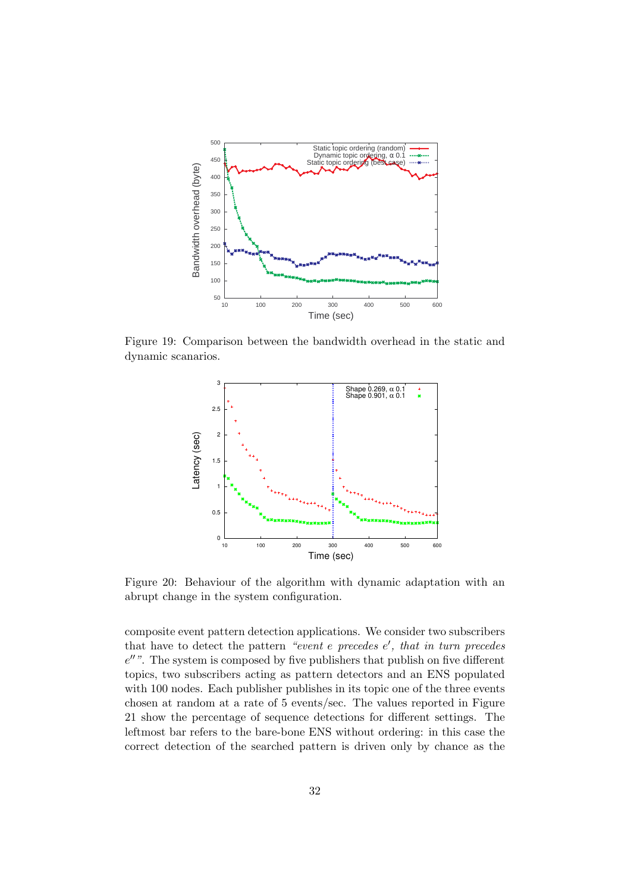500
450
400
350
300
250
200
150
100
50

Bandwidth overhead (byte)

10 100 200 300 400 500 600

Time (sec)

Static topic ordering (random)
Dynamic topic ordering, α 0.1
Static topic ordering (best case)

Figure 19: Comparison between the bandwidth overhead in the static and dynamic scanarios.

3
2.5
2
1.5
1
0.5
0

Latency (sec)

10 100 200 300 400 500 600

Time (sec)

Shape 0.269, α 0.1
Shape 0.901, α 0.1

Figure 20: Behaviour of the algorithm with dynamic adaptation with an abrupt change in the system configuration.

composite event pattern detection applications. We consider two subscribers that have to detect the pattern *"event e precedes e′, that in turn precedes e′′"*. The system is composed by five publishers that publish on five different topics, two subscribers acting as pattern detectors and an ENS populated with 100 nodes. Each publisher publishes in its topic one of the three events chosen at random at a rate of 5 events/sec. The values reported in Figure 21 show the percentage of sequence detections for different settings. The leftmost bar refers to the bare-bone ENS without ordering: in this case the correct detection of the searched pattern is driven only by chance as the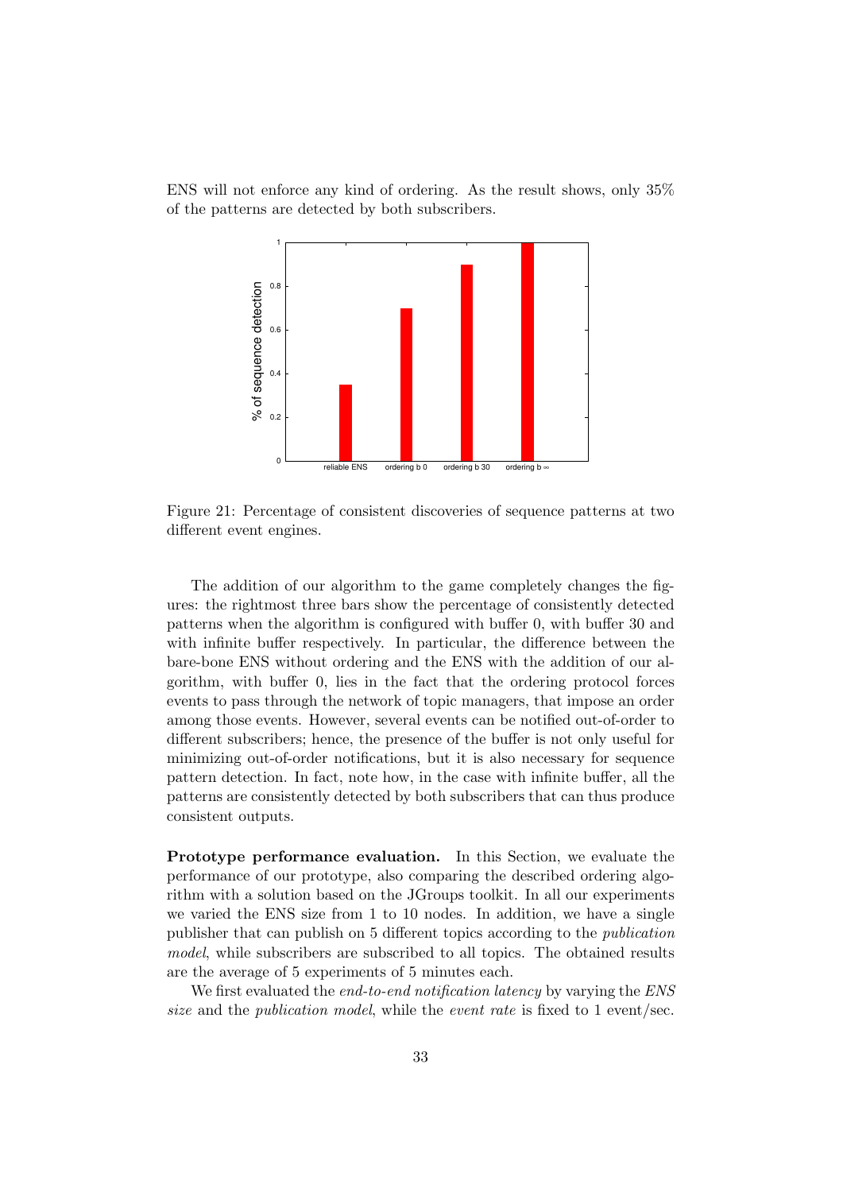ENS will not enforce any kind of ordering. As the result shows, only 35% of the patterns are detected by both subscribers.

% of sequence detection

1
0.8
0.6
0.4
0.2
0

reliable ENS
ordering b 0
ordering b 30
ordering b ∞

Figure 21: Percentage of consistent discoveries of sequence patterns at two different event engines.

The addition of our algorithm to the game completely changes the figures: the rightmost three bars show the percentage of consistently detected patterns when the algorithm is configured with buffer 0, with buffer 30 and with infinite buffer respectively. In particular, the difference between the bare-bone ENS without ordering and the ENS with the addition of our algorithm, with buffer 0, lies in the fact that the ordering protocol forces events to pass through the network of topic managers, that impose an order among those events. However, several events can be notified out-of-order to different subscribers; hence, the presence of the buffer is not only useful for minimizing out-of-order notifications, but it is also necessary for sequence pattern detection. In fact, note how, in the case with infinite buffer, all the patterns are consistently detected by both subscribers that can thus produce consistent outputs.

**Prototype performance evaluation.** In this Section, we evaluate the performance of our prototype, also comparing the described ordering algorithm with a solution based on the JGroups toolkit. In all our experiments we varied the ENS size from 1 to 10 nodes. In addition, we have a single publisher that can publish on 5 different topics according to the *publication model*, while subscribers are subscribed to all topics. The obtained results are the average of 5 experiments of 5 minutes each.

We first evaluated the *end-to-end notification latency* by varying the *ENS size* and the *publication model*, while the *event rate* is fixed to 1 event/sec.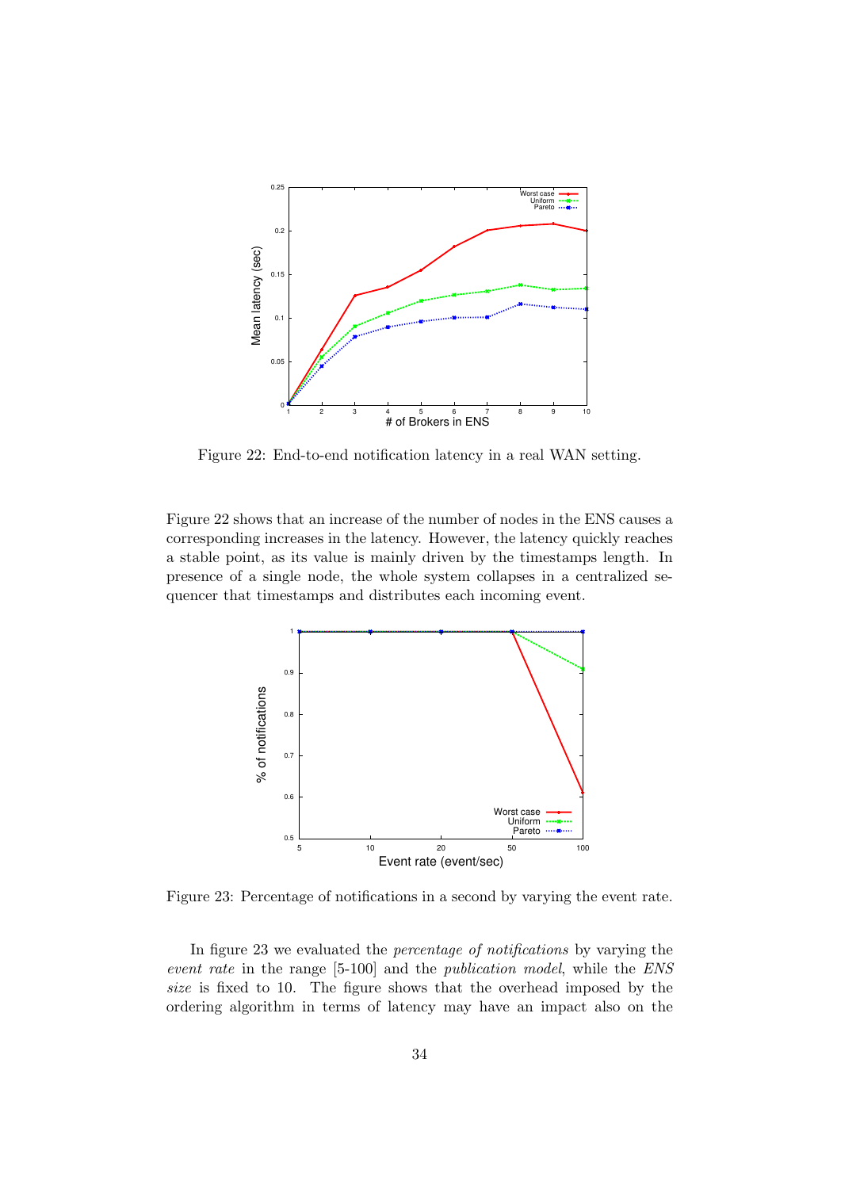0.25
0.2
0.15
0.1
0.05
0
Mean latency (sec)
1 2 3 4 5 6 7 8 9 10
# of Brokers in ENS
Worst case
Uniform
Pareto

Figure 22: End-to-end notification latency in a real WAN setting.

Figure 22 shows that an increase of the number of nodes in the ENS causes a corresponding increases in the latency. However, the latency quickly reaches a stable point, as its value is mainly driven by the timestamps length. In presence of a single node, the whole system collapses in a centralized sequencer that timestamps and distributes each incoming event.

1
0.9
0.8
0.7
0.6
0.5
% of notifications
5 10 20 50 100
Event rate (event/sec)
Worst case
Uniform
Pareto

Figure 23: Percentage of notifications in a second by varying the event rate.

In figure 23 we evaluated the *percentage of notifications* by varying the *event rate* in the range [5-100] and the *publication model*, while the *ENS size* is fixed to 10. The figure shows that the overhead imposed by the ordering algorithm in terms of latency may have an impact also on the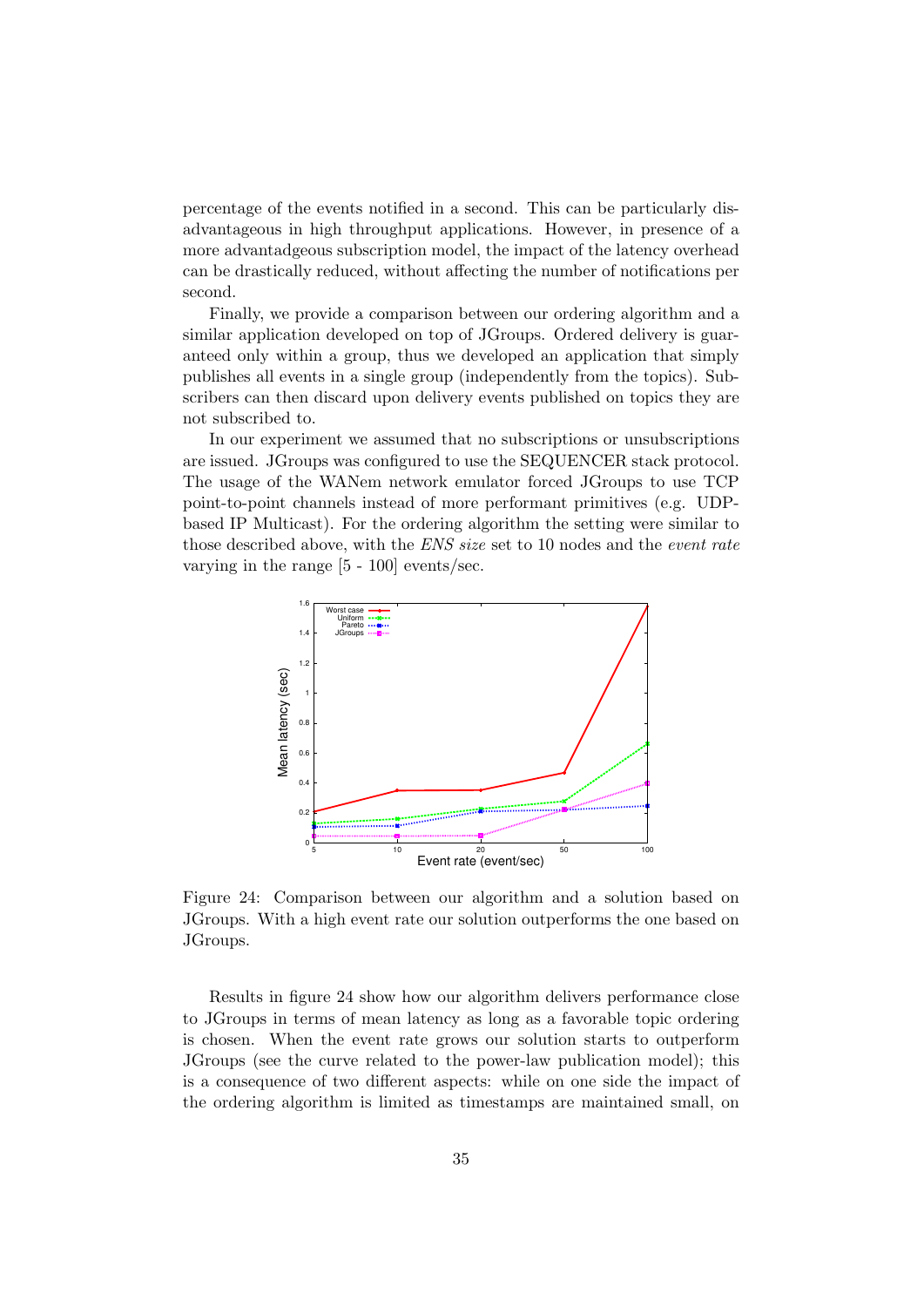percentage of the events notified in a second. This can be particularly disadvantageous in high throughput applications. However, in presence of a more advantadgeous subscription model, the impact of the latency overhead can be drastically reduced, without affecting the number of notifications per second.

Finally, we provide a comparison between our ordering algorithm and a similar application developed on top of JGroups. Ordered delivery is guaranteed only within a group, thus we developed an application that simply publishes all events in a single group (independently from the topics). Subscribers can then discard upon delivery events published on topics they are not subscribed to.

In our experiment we assumed that no subscriptions or unsubscriptions are issued. JGroups was configured to use the SEQUENCER stack protocol. The usage of the WANem network emulator forced JGroups to use TCP point-to-point channels instead of more performant primitives (e.g. UDP-based IP Multicast). For the ordering algorithm the setting were similar to those described above, with the *ENS size* set to 10 nodes and the *event rate* varying in the range [5 - 100] events/sec.

Worst case
Uniform
Pareto
JGroups

Mean latency (sec)

0
0.2
0.4
0.6
0.8
1
1.2
1.4
1.6

Event rate (event/sec)

5
10
20
50
100

Figure 24: Comparison between our algorithm and a solution based on JGroups. With a high event rate our solution outperforms the one based on JGroups.

Results in figure 24 show how our algorithm delivers performance close to JGroups in terms of mean latency as long as a favorable topic ordering is chosen. When the event rate grows our solution starts to outperform JGroups (see the curve related to the power-law publication model); this is a consequence of two different aspects: while on one side the impact of the ordering algorithm is limited as timestamps are maintained small, on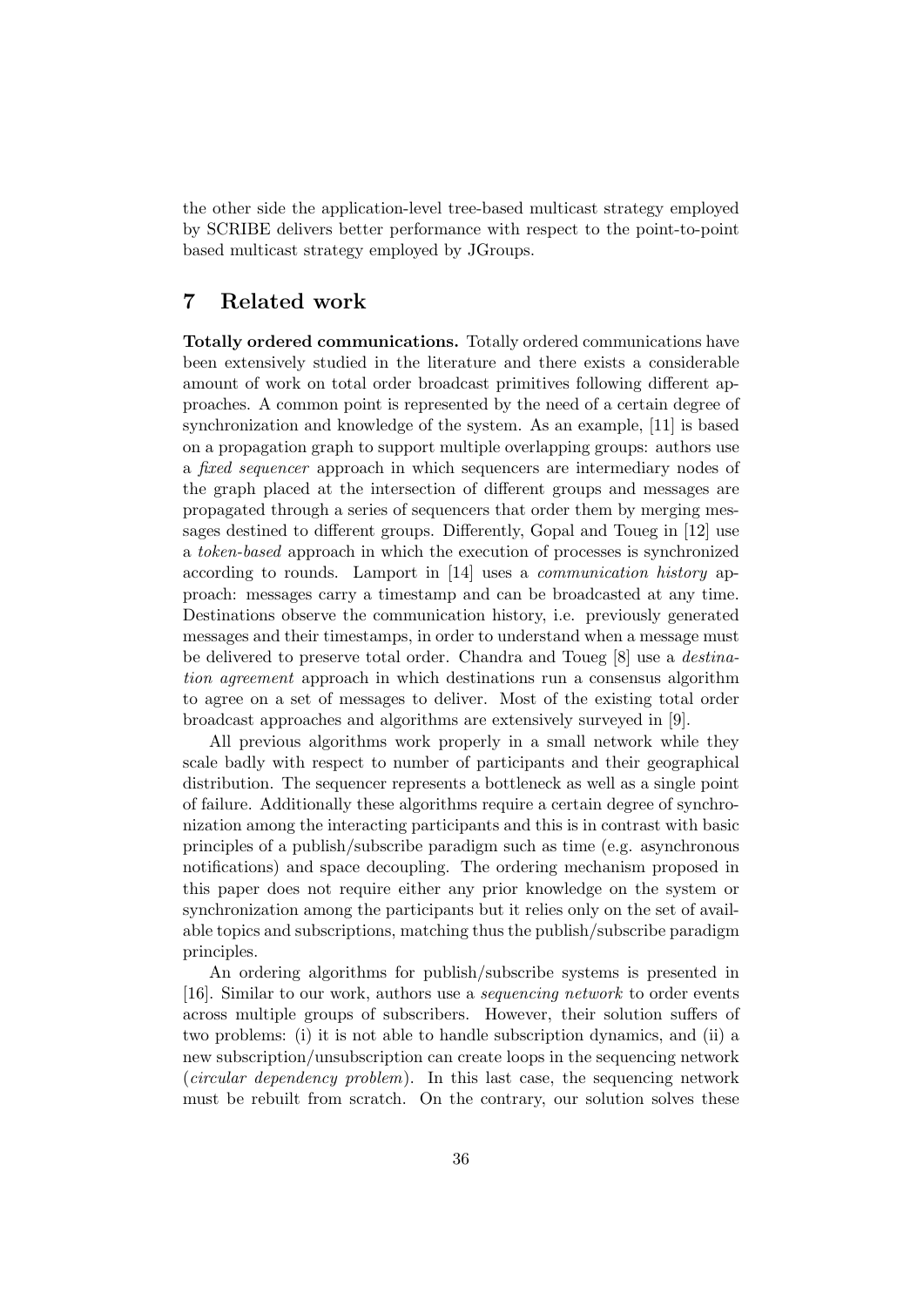the other side the application-level tree-based multicast strategy employed by SCRIBE delivers better performance with respect to the point-to-point based multicast strategy employed by JGroups.

## 7 Related work

**Totally ordered communications.** Totally ordered communications have been extensively studied in the literature and there exists a considerable amount of work on total order broadcast primitives following different approaches. A common point is represented by the need of a certain degree of synchronization and knowledge of the system. As an example, [11] is based on a propagation graph to support multiple overlapping groups: authors use a *fixed sequencer* approach in which sequencers are intermediary nodes of the graph placed at the intersection of different groups and messages are propagated through a series of sequencers that order them by merging messages destined to different groups. Differently, Gopal and Toueg in [12] use a *token-based* approach in which the execution of processes is synchronized according to rounds. Lamport in [14] uses a *communication history* approach: messages carry a timestamp and can be broadcasted at any time. Destinations observe the communication history, i.e. previously generated messages and their timestamps, in order to understand when a message must be delivered to preserve total order. Chandra and Toueg [8] use a *destination agreement* approach in which destinations run a consensus algorithm to agree on a set of messages to deliver. Most of the existing total order broadcast approaches and algorithms are extensively surveyed in [9].

All previous algorithms work properly in a small network while they scale badly with respect to number of participants and their geographical distribution. The sequencer represents a bottleneck as well as a single point of failure. Additionally these algorithms require a certain degree of synchronization among the interacting participants and this is in contrast with basic principles of a publish/subscribe paradigm such as time (e.g. asynchronous notifications) and space decoupling. The ordering mechanism proposed in this paper does not require either any prior knowledge on the system or synchronization among the participants but it relies only on the set of available topics and subscriptions, matching thus the publish/subscribe paradigm principles.

An ordering algorithms for publish/subscribe systems is presented in [16]. Similar to our work, authors use a *sequencing network* to order events across multiple groups of subscribers. However, their solution suffers of two problems: (i) it is not able to handle subscription dynamics, and (ii) a new subscription/unsubscription can create loops in the sequencing network (*circular dependency problem*). In this last case, the sequencing network must be rebuilt from scratch. On the contrary, our solution solves these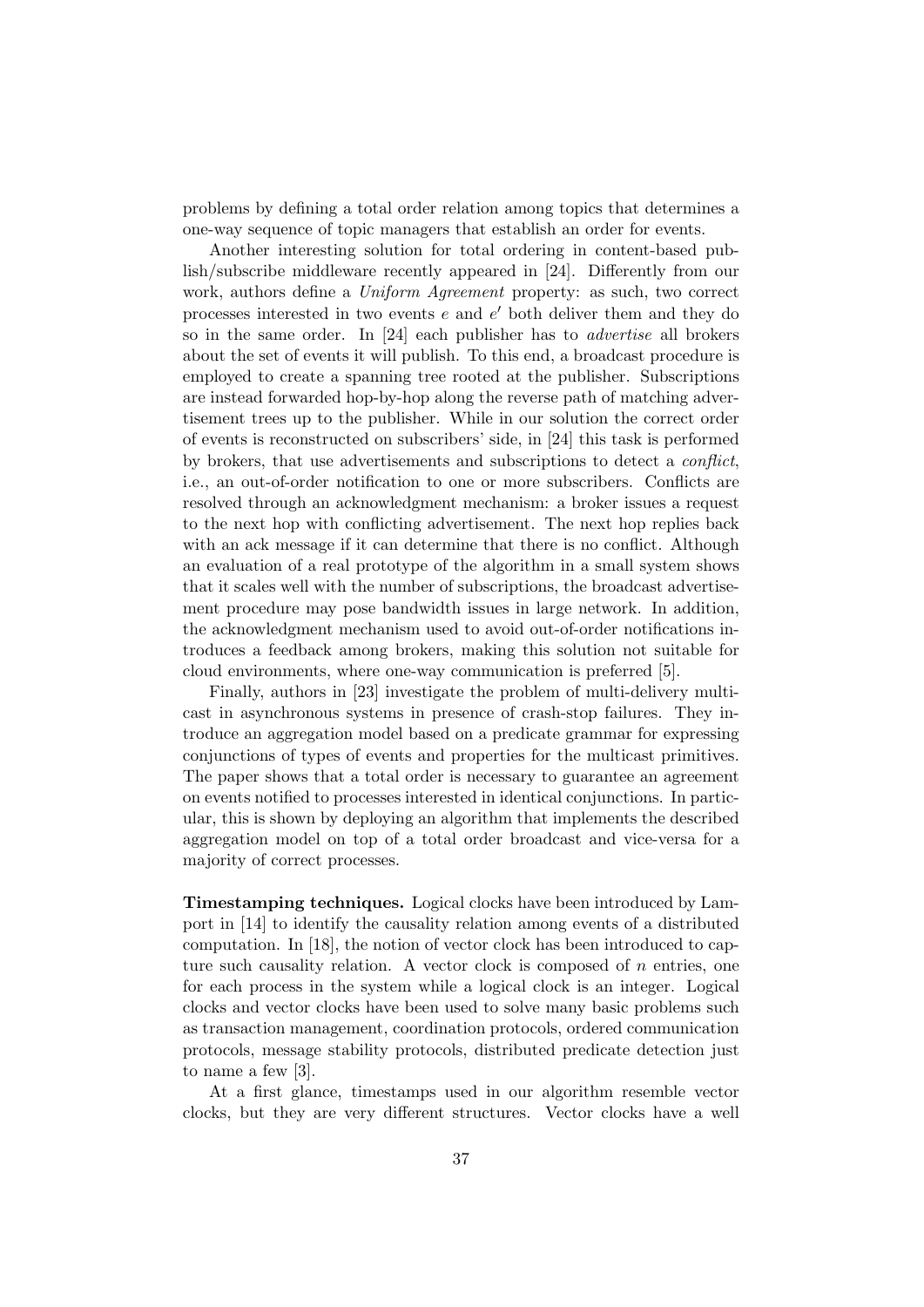problems by defining a total order relation among topics that determines a one-way sequence of topic managers that establish an order for events.

Another interesting solution for total ordering in content-based publish/subscribe middleware recently appeared in [24]. Differently from our work, authors define a *Uniform Agreement* property: as such, two correct processes interested in two events $e$ and $e'$ both deliver them and they do so in the same order. In [24] each publisher has to *advertise* all brokers about the set of events it will publish. To this end, a broadcast procedure is employed to create a spanning tree rooted at the publisher. Subscriptions are instead forwarded hop-by-hop along the reverse path of matching advertisement trees up to the publisher. While in our solution the correct order of events is reconstructed on subscribers' side, in [24] this task is performed by brokers, that use advertisements and subscriptions to detect a *conflict*, i.e., an out-of-order notification to one or more subscribers. Conflicts are resolved through an acknowledgment mechanism: a broker issues a request to the next hop with conflicting advertisement. The next hop replies back with an ack message if it can determine that there is no conflict. Although an evaluation of a real prototype of the algorithm in a small system shows that it scales well with the number of subscriptions, the broadcast advertisement procedure may pose bandwidth issues in large network. In addition, the acknowledgment mechanism used to avoid out-of-order notifications introduces a feedback among brokers, making this solution not suitable for cloud environments, where one-way communication is preferred [5].

Finally, authors in [23] investigate the problem of multi-delivery multicast in asynchronous systems in presence of crash-stop failures. They introduce an aggregation model based on a predicate grammar for expressing conjunctions of types of events and properties for the multicast primitives. The paper shows that a total order is necessary to guarantee an agreement on events notified to processes interested in identical conjunctions. In particular, this is shown by deploying an algorithm that implements the described aggregation model on top of a total order broadcast and vice-versa for a majority of correct processes.

**Timestamping techniques.** Logical clocks have been introduced by Lamport in [14] to identify the causality relation among events of a distributed computation. In [18], the notion of vector clock has been introduced to capture such causality relation. A vector clock is composed of $n$ entries, one for each process in the system while a logical clock is an integer. Logical clocks and vector clocks have been used to solve many basic problems such as transaction management, coordination protocols, ordered communication protocols, message stability protocols, distributed predicate detection just to name a few [3].

At a first glance, timestamps used in our algorithm resemble vector clocks, but they are very different structures. Vector clocks have a well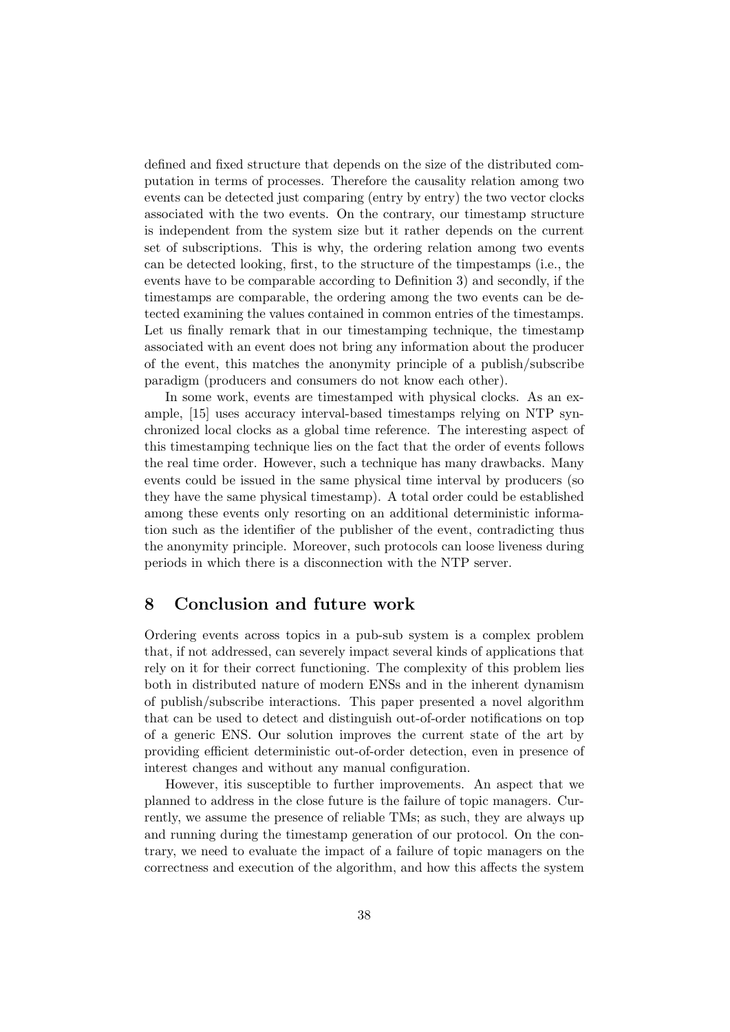defined and fixed structure that depends on the size of the distributed computation in terms of processes. Therefore the causality relation among two events can be detected just comparing (entry by entry) the two vector clocks associated with the two events. On the contrary, our timestamp structure is independent from the system size but it rather depends on the current set of subscriptions. This is why, the ordering relation among two events can be detected looking, first, to the structure of the timpestamps (i.e., the events have to be comparable according to Definition 3) and secondly, if the timestamps are comparable, the ordering among the two events can be detected examining the values contained in common entries of the timestamps. Let us finally remark that in our timestamping technique, the timestamp associated with an event does not bring any information about the producer of the event, this matches the anonymity principle of a publish/subscribe paradigm (producers and consumers do not know each other).

In some work, events are timestamped with physical clocks. As an example, [15] uses accuracy interval-based timestamps relying on NTP synchronized local clocks as a global time reference. The interesting aspect of this timestamping technique lies on the fact that the order of events follows the real time order. However, such a technique has many drawbacks. Many events could be issued in the same physical time interval by producers (so they have the same physical timestamp). A total order could be established among these events only resorting on an additional deterministic information such as the identifier of the publisher of the event, contradicting thus the anonymity principle. Moreover, such protocols can loose liveness during periods in which there is a disconnection with the NTP server.

## 8 Conclusion and future work

Ordering events across topics in a pub-sub system is a complex problem that, if not addressed, can severely impact several kinds of applications that rely on it for their correct functioning. The complexity of this problem lies both in distributed nature of modern ENSs and in the inherent dynamism of publish/subscribe interactions. This paper presented a novel algorithm that can be used to detect and distinguish out-of-order notifications on top of a generic ENS. Our solution improves the current state of the art by providing efficient deterministic out-of-order detection, even in presence of interest changes and without any manual configuration.

However, itis susceptible to further improvements. An aspect that we planned to address in the close future is the failure of topic managers. Currently, we assume the presence of reliable TMs; as such, they are always up and running during the timestamp generation of our protocol. On the contrary, we need to evaluate the impact of a failure of topic managers on the correctness and execution of the algorithm, and how this affects the system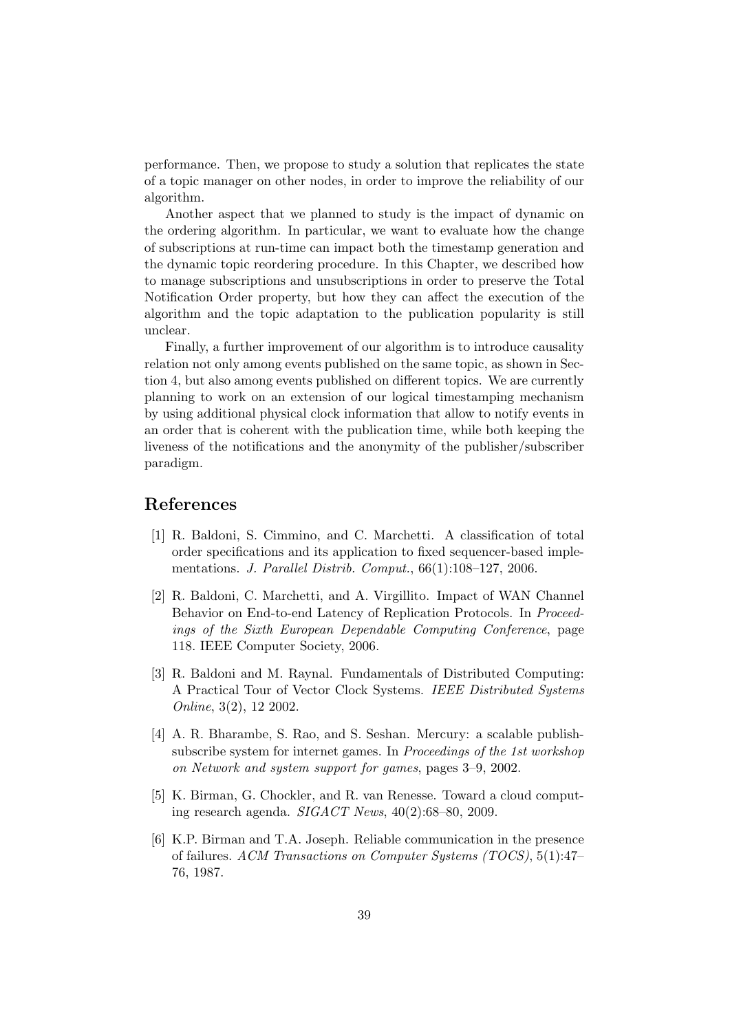performance. Then, we propose to study a solution that replicates the state of a topic manager on other nodes, in order to improve the reliability of our algorithm.

Another aspect that we planned to study is the impact of dynamic on the ordering algorithm. In particular, we want to evaluate how the change of subscriptions at run-time can impact both the timestamp generation and the dynamic topic reordering procedure. In this Chapter, we described how to manage subscriptions and unsubscriptions in order to preserve the Total Notification Order property, but how they can affect the execution of the algorithm and the topic adaptation to the publication popularity is still unclear.

Finally, a further improvement of our algorithm is to introduce causality relation not only among events published on the same topic, as shown in Section 4, but also among events published on different topics. We are currently planning to work on an extension of our logical timestamping mechanism by using additional physical clock information that allow to notify events in an order that is coherent with the publication time, while both keeping the liveness of the notifications and the anonymity of the publisher/subscriber paradigm.

## References

[1] R. Baldoni, S. Cimmino, and C. Marchetti. A classification of total order specifications and its application to fixed sequencer-based implementations. *J. Parallel Distrib. Comput.*, 66(1):108–127, 2006.

[2] R. Baldoni, C. Marchetti, and A. Virgillito. Impact of WAN Channel Behavior on End-to-end Latency of Replication Protocols. In *Proceedings of the Sixth European Dependable Computing Conference*, page 118. IEEE Computer Society, 2006.

[3] R. Baldoni and M. Raynal. Fundamentals of Distributed Computing: A Practical Tour of Vector Clock Systems. *IEEE Distributed Systems Online*, 3(2), 12 2002.

[4] A. R. Bharambe, S. Rao, and S. Seshan. Mercury: a scalable publish-subscribe system for internet games. In *Proceedings of the 1st workshop on Network and system support for games*, pages 3–9, 2002.

[5] K. Birman, G. Chockler, and R. van Renesse. Toward a cloud computing research agenda. *SIGACT News*, 40(2):68–80, 2009.

[6] K.P. Birman and T.A. Joseph. Reliable communication in the presence of failures. *ACM Transactions on Computer Systems (TOCS)*, 5(1):47–76, 1987.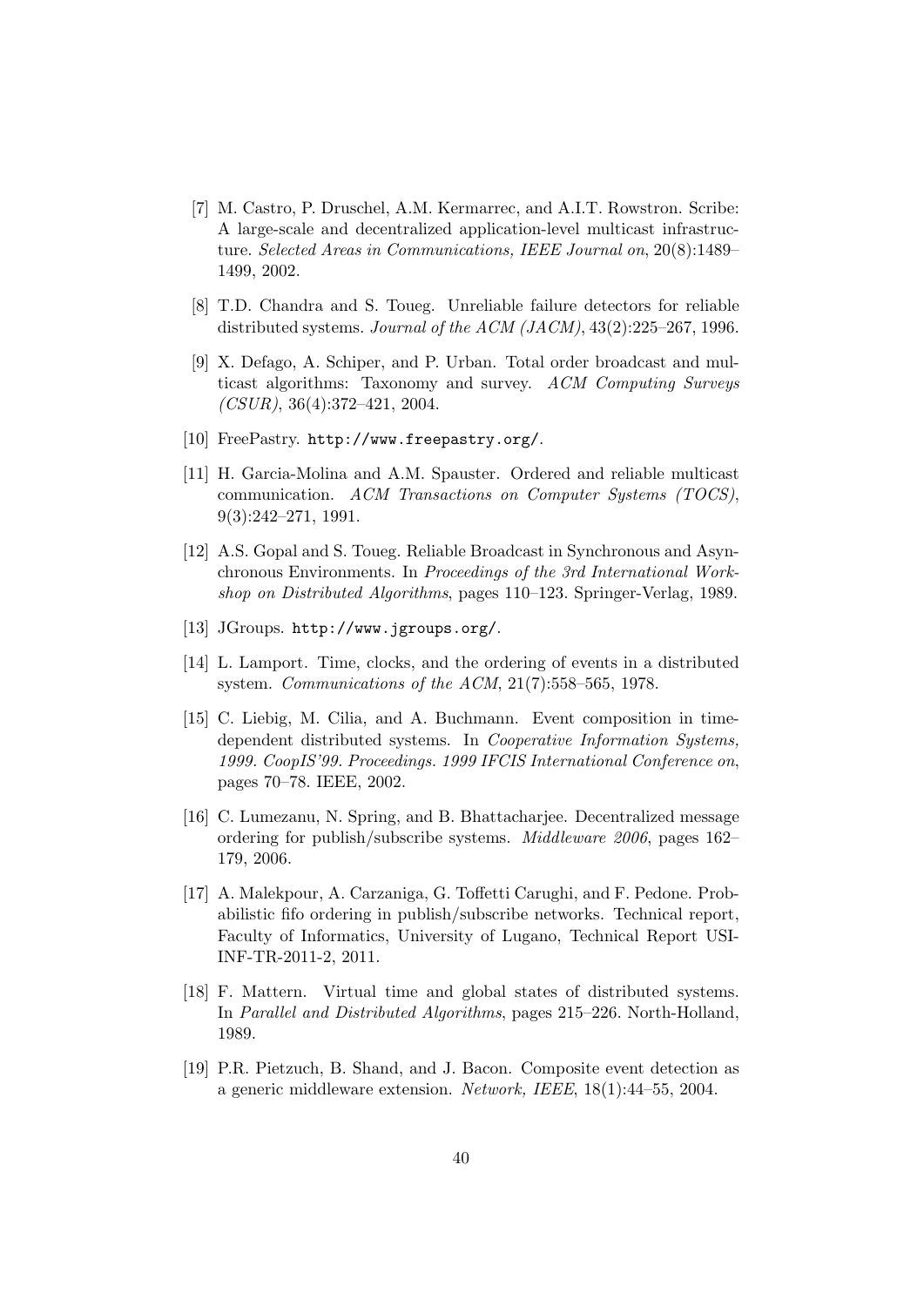[7] M. Castro, P. Druschel, A.M. Kermarrec, and A.I.T. Rowstron. Scribe: A large-scale and decentralized application-level multicast infrastructure. *Selected Areas in Communications, IEEE Journal on*, 20(8):1489–1499, 2002.

[8] T.D. Chandra and S. Toueg. Unreliable failure detectors for reliable distributed systems. *Journal of the ACM (JACM)*, 43(2):225–267, 1996.

[9] X. Defago, A. Schiper, and P. Urban. Total order broadcast and multicast algorithms: Taxonomy and survey. *ACM Computing Surveys (CSUR)*, 36(4):372–421, 2004.

[10] FreePastry. `http://www.freepastry.org/`.

[11] H. Garcia-Molina and A.M. Spauster. Ordered and reliable multicast communication. *ACM Transactions on Computer Systems (TOCS)*, 9(3):242–271, 1991.

[12] A.S. Gopal and S. Toueg. Reliable Broadcast in Synchronous and Asynchronous Environments. In *Proceedings of the 3rd International Workshop on Distributed Algorithms*, pages 110–123. Springer-Verlag, 1989.

[13] JGroups. `http://www.jgroups.org/`.

[14] L. Lamport. Time, clocks, and the ordering of events in a distributed system. *Communications of the ACM*, 21(7):558–565, 1978.

[15] C. Liebig, M. Cilia, and A. Buchmann. Event composition in time-dependent distributed systems. In *Cooperative Information Systems, 1999. CoopIS'99. Proceedings. 1999 IFCIS International Conference on*, pages 70–78. IEEE, 2002.

[16] C. Lumezanu, N. Spring, and B. Bhattacharjee. Decentralized message ordering for publish/subscribe systems. *Middleware 2006*, pages 162–179, 2006.

[17] A. Malekpour, A. Carzaniga, G. Toffetti Carughi, and F. Pedone. Probabilistic fifo ordering in publish/subscribe networks. Technical report, Faculty of Informatics, University of Lugano, Technical Report USI-INF-TR-2011-2, 2011.

[18] F. Mattern. Virtual time and global states of distributed systems. In *Parallel and Distributed Algorithms*, pages 215–226. North-Holland, 1989.

[19] P.R. Pietzuch, B. Shand, and J. Bacon. Composite event detection as a generic middleware extension. *Network, IEEE*, 18(1):44–55, 2004.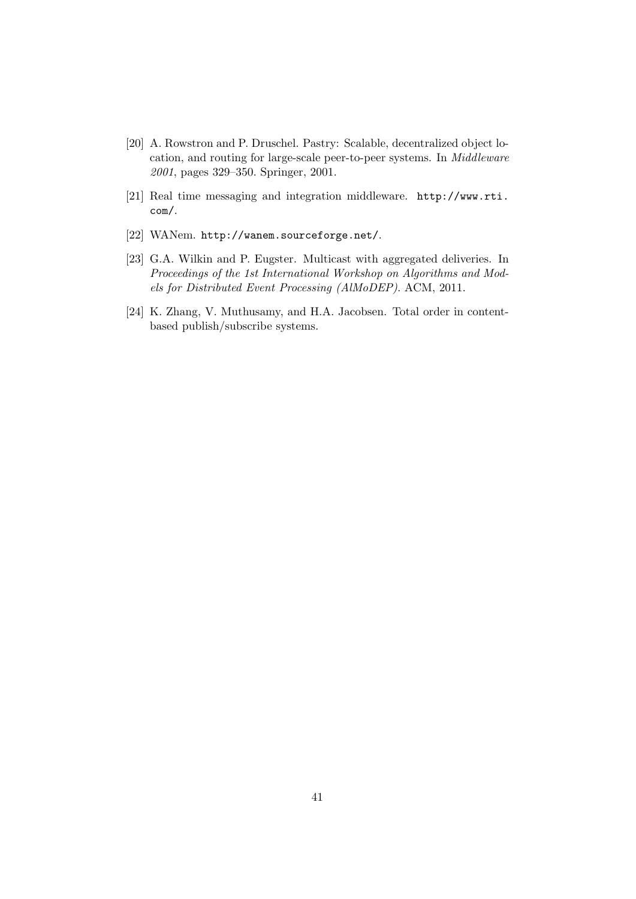[20] A. Rowstron and P. Druschel. Pastry: Scalable, decentralized object location, and routing for large-scale peer-to-peer systems. In *Middleware 2001*, pages 329–350. Springer, 2001.

[21] Real time messaging and integration middleware. `http://www.rti.com/`.

[22] WANem. `http://wanem.sourceforge.net/`.

[23] G.A. Wilkin and P. Eugster. Multicast with aggregated deliveries. In *Proceedings of the 1st International Workshop on Algorithms and Models for Distributed Event Processing (AlMoDEP)*. ACM, 2011.

[24] K. Zhang, V. Muthusamy, and H.A. Jacobsen. Total order in content-based publish/subscribe systems.